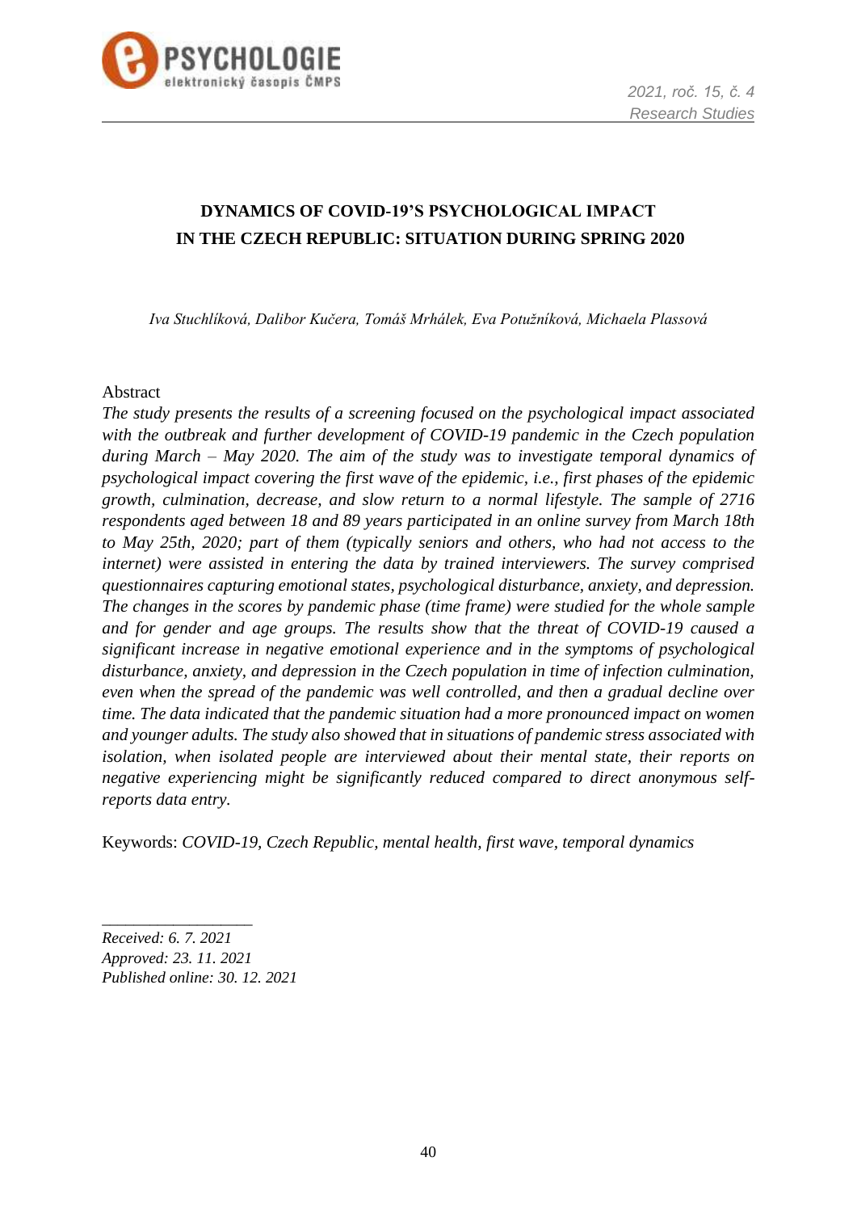# DYNAMICS OF COVID-19'S PSYCHOLOGICAL IMPACT IN THE CZECH REPUBLIC: SITUATION DURING SPRING 2020

*Iva Stuchlíková, Dalibor Kučera, Tomáš Mrhálek, Eva Potužníková, Michaela Plassová*

Abstract

*The study presents the results of a screening focused on the psychological impact associated with the outbreak and further development of COVID-19 pandemic in the Czech population during March – May 2020. The aim of the study was to investigate temporal dynamics of psychological impact covering the first wave of the epidemic, i.e., first phases of the epidemic growth, culmination, decrease, and slow return to a normal lifestyle. The sample of 2716 respondents aged between 18 and 89 years participated in an online survey from March 18th to May 25th, 2020; part of them (typically seniors and others, who had not access to the internet) were assisted in entering the data by trained interviewers. The survey comprised questionnaires capturing emotional states, psychological disturbance, anxiety, and depression. The changes in the scores by pandemic phase (time frame) were studied for the whole sample and for gender and age groups. The results show that the threat of COVID-19 caused a significant increase in negative emotional experience and in the symptoms of psychological disturbance, anxiety, and depression in the Czech population in time of infection culmination, even when the spread of the pandemic was well controlled, and then a gradual decline over time. The data indicated that the pandemic situation had a more pronounced impact on women and younger adults. The study also showed that in situations of pandemic stress associated with isolation, when isolated people are interviewed about their mental state, their reports on negative experiencing might be significantly reduced compared to direct anonymous self-reports data entry.*

Keywords: *COVID-19, Czech Republic, mental health, first wave, temporal dynamics*

---

*Received: 6. 7. 2021*
*Approved: 23. 11. 2021*
*Published online: 30. 12. 2021*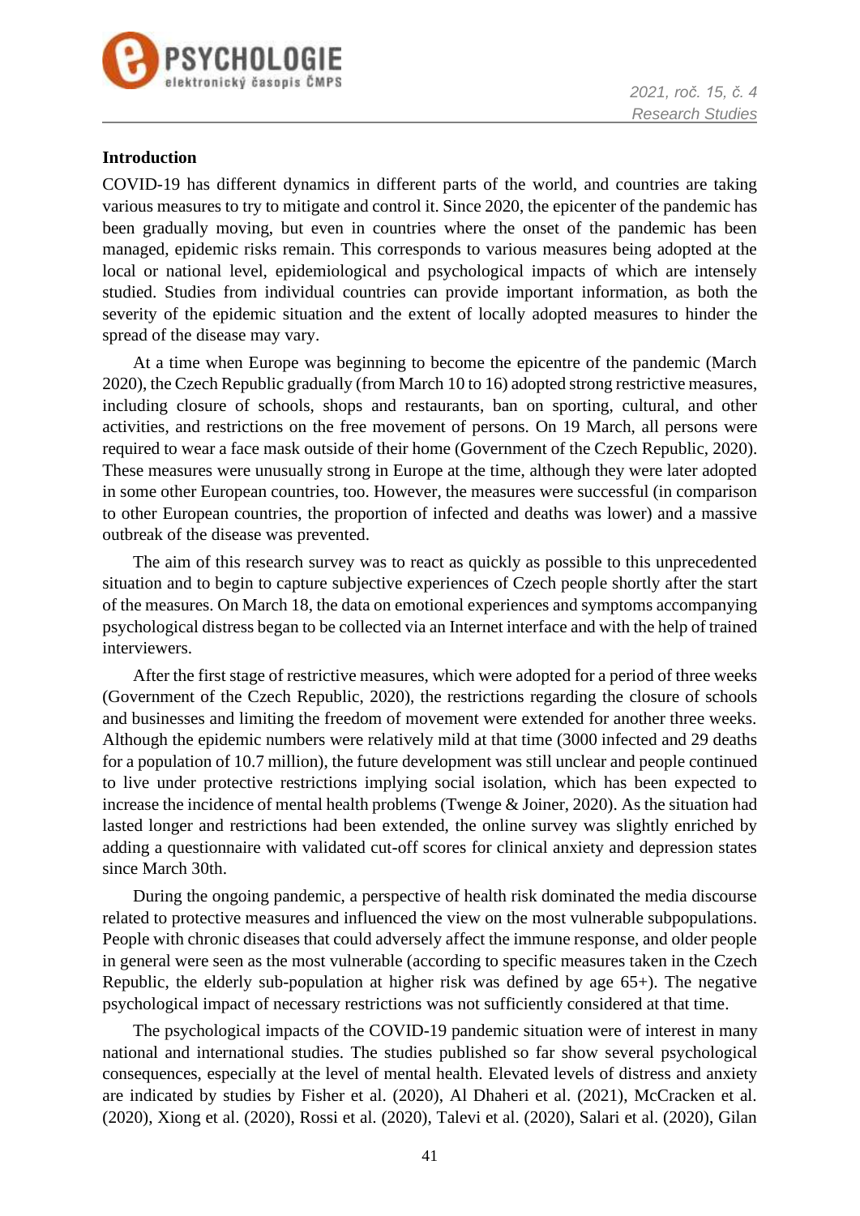## Introduction

COVID-19 has different dynamics in different parts of the world, and countries are taking various measures to try to mitigate and control it. Since 2020, the epicenter of the pandemic has been gradually moving, but even in countries where the onset of the pandemic has been managed, epidemic risks remain. This corresponds to various measures being adopted at the local or national level, epidemiological and psychological impacts of which are intensely studied. Studies from individual countries can provide important information, as both the severity of the epidemic situation and the extent of locally adopted measures to hinder the spread of the disease may vary.

At a time when Europe was beginning to become the epicentre of the pandemic (March 2020), the Czech Republic gradually (from March 10 to 16) adopted strong restrictive measures, including closure of schools, shops and restaurants, ban on sporting, cultural, and other activities, and restrictions on the free movement of persons. On 19 March, all persons were required to wear a face mask outside of their home (Government of the Czech Republic, 2020). These measures were unusually strong in Europe at the time, although they were later adopted in some other European countries, too. However, the measures were successful (in comparison to other European countries, the proportion of infected and deaths was lower) and a massive outbreak of the disease was prevented.

The aim of this research survey was to react as quickly as possible to this unprecedented situation and to begin to capture subjective experiences of Czech people shortly after the start of the measures. On March 18, the data on emotional experiences and symptoms accompanying psychological distress began to be collected via an Internet interface and with the help of trained interviewers.

After the first stage of restrictive measures, which were adopted for a period of three weeks (Government of the Czech Republic, 2020), the restrictions regarding the closure of schools and businesses and limiting the freedom of movement were extended for another three weeks. Although the epidemic numbers were relatively mild at that time (3000 infected and 29 deaths for a population of 10.7 million), the future development was still unclear and people continued to live under protective restrictions implying social isolation, which has been expected to increase the incidence of mental health problems (Twenge & Joiner, 2020). As the situation had lasted longer and restrictions had been extended, the online survey was slightly enriched by adding a questionnaire with validated cut-off scores for clinical anxiety and depression states since March 30th.

During the ongoing pandemic, a perspective of health risk dominated the media discourse related to protective measures and influenced the view on the most vulnerable subpopulations. People with chronic diseases that could adversely affect the immune response, and older people in general were seen as the most vulnerable (according to specific measures taken in the Czech Republic, the elderly sub-population at higher risk was defined by age 65+). The negative psychological impact of necessary restrictions was not sufficiently considered at that time.

The psychological impacts of the COVID-19 pandemic situation were of interest in many national and international studies. The studies published so far show several psychological consequences, especially at the level of mental health. Elevated levels of distress and anxiety are indicated by studies by Fisher et al. (2020), Al Dhaheri et al. (2021), McCracken et al. (2020), Xiong et al. (2020), Rossi et al. (2020), Talevi et al. (2020), Salari et al. (2020), Gilan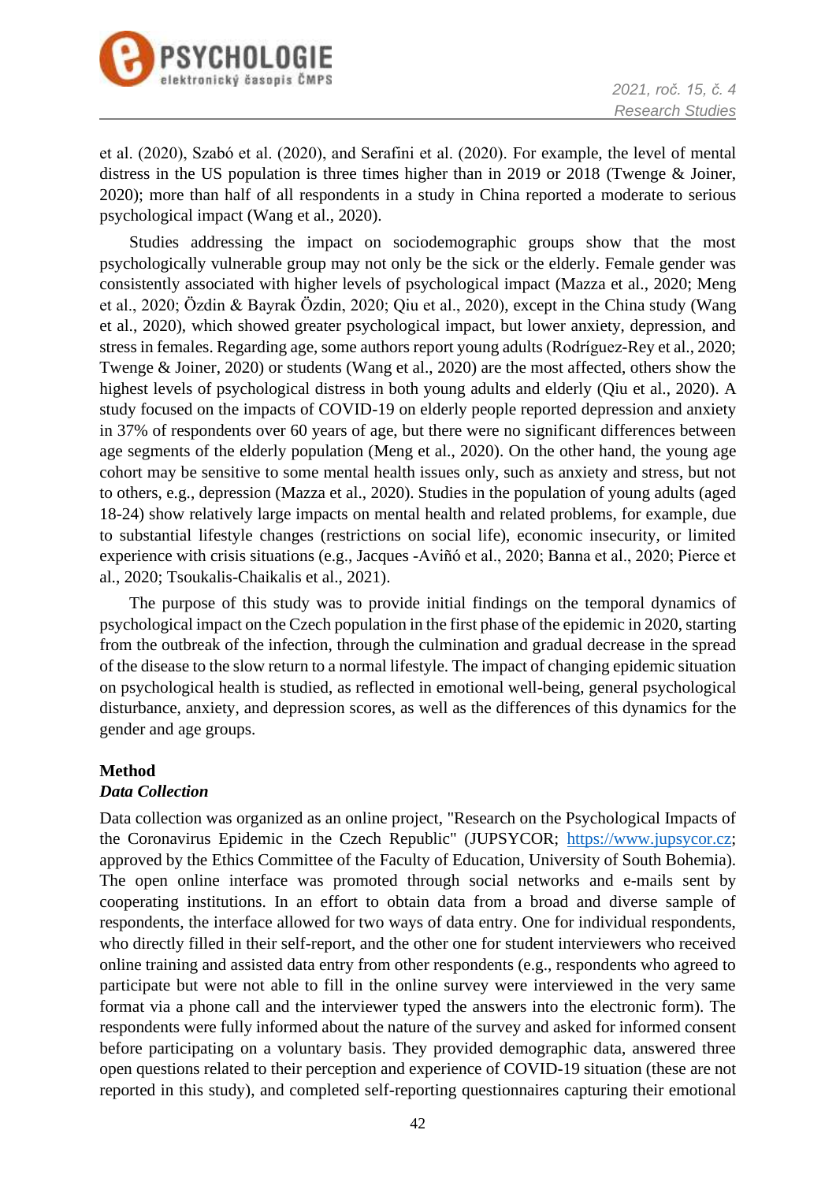et al. (2020), Szabó et al. (2020), and Serafini et al. (2020). For example, the level of mental distress in the US population is three times higher than in 2019 or 2018 (Twenge & Joiner, 2020); more than half of all respondents in a study in China reported a moderate to serious psychological impact (Wang et al., 2020).

Studies addressing the impact on sociodemographic groups show that the most psychologically vulnerable group may not only be the sick or the elderly. Female gender was consistently associated with higher levels of psychological impact (Mazza et al., 2020; Meng et al., 2020; Özdin & Bayrak Özdin, 2020; Qiu et al., 2020), except in the China study (Wang et al., 2020), which showed greater psychological impact, but lower anxiety, depression, and stress in females. Regarding age, some authors report young adults (Rodríguez-Rey et al., 2020; Twenge & Joiner, 2020) or students (Wang et al., 2020) are the most affected, others show the highest levels of psychological distress in both young adults and elderly (Qiu et al., 2020). A study focused on the impacts of COVID-19 on elderly people reported depression and anxiety in 37% of respondents over 60 years of age, but there were no significant differences between age segments of the elderly population (Meng et al., 2020). On the other hand, the young age cohort may be sensitive to some mental health issues only, such as anxiety and stress, but not to others, e.g., depression (Mazza et al., 2020). Studies in the population of young adults (aged 18-24) show relatively large impacts on mental health and related problems, for example, due to substantial lifestyle changes (restrictions on social life), economic insecurity, or limited experience with crisis situations (e.g., Jacques -Aviñó et al., 2020; Banna et al., 2020; Pierce et al., 2020; Tsoukalis-Chaikalis et al., 2021).

The purpose of this study was to provide initial findings on the temporal dynamics of psychological impact on the Czech population in the first phase of the epidemic in 2020, starting from the outbreak of the infection, through the culmination and gradual decrease in the spread of the disease to the slow return to a normal lifestyle. The impact of changing epidemic situation on psychological health is studied, as reflected in emotional well-being, general psychological disturbance, anxiety, and depression scores, as well as the differences of this dynamics for the gender and age groups.

## Method

### *Data Collection*

Data collection was organized as an online project, "Research on the Psychological Impacts of the Coronavirus Epidemic in the Czech Republic" (JUPSYCOR; https://www.jupsycor.cz; approved by the Ethics Committee of the Faculty of Education, University of South Bohemia). The open online interface was promoted through social networks and e-mails sent by cooperating institutions. In an effort to obtain data from a broad and diverse sample of respondents, the interface allowed for two ways of data entry. One for individual respondents, who directly filled in their self-report, and the other one for student interviewers who received online training and assisted data entry from other respondents (e.g., respondents who agreed to participate but were not able to fill in the online survey were interviewed in the very same format via a phone call and the interviewer typed the answers into the electronic form). The respondents were fully informed about the nature of the survey and asked for informed consent before participating on a voluntary basis. They provided demographic data, answered three open questions related to their perception and experience of COVID-19 situation (these are not reported in this study), and completed self-reporting questionnaires capturing their emotional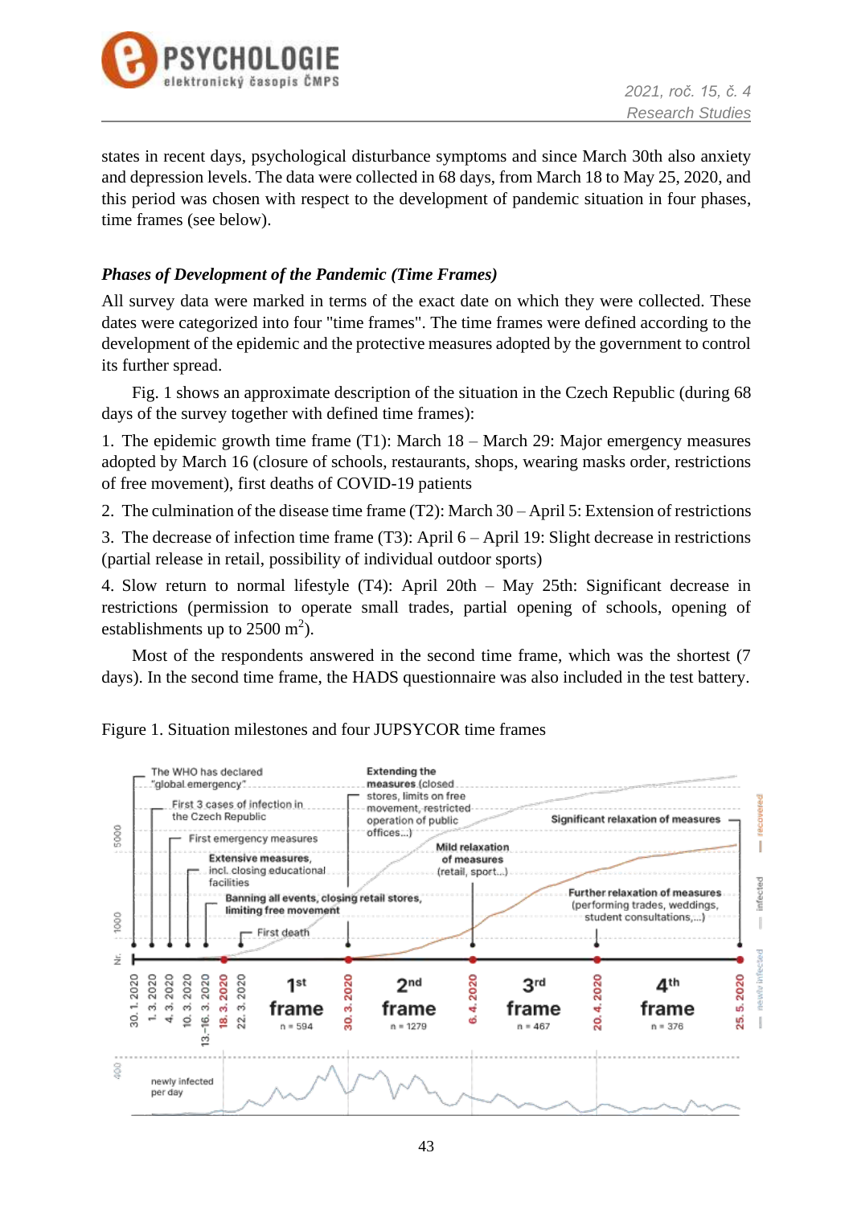states in recent days, psychological disturbance symptoms and since March 30th also anxiety and depression levels. The data were collected in 68 days, from March 18 to May 25, 2020, and this period was chosen with respect to the development of pandemic situation in four phases, time frames (see below).

### *Phases of Development of the Pandemic (Time Frames)*

All survey data were marked in terms of the exact date on which they were collected. These dates were categorized into four "time frames". The time frames were defined according to the development of the epidemic and the protective measures adopted by the government to control its further spread.

Fig. 1 shows an approximate description of the situation in the Czech Republic (during 68 days of the survey together with defined time frames):

1. The epidemic growth time frame (T1): March 18 – March 29: Major emergency measures adopted by March 16 (closure of schools, restaurants, shops, wearing masks order, restrictions of free movement), first deaths of COVID-19 patients
2. The culmination of the disease time frame (T2): March 30 – April 5: Extension of restrictions
3. The decrease of infection time frame (T3): April 6 – April 19: Slight decrease in restrictions (partial release in retail, possibility of individual outdoor sports)
4. Slow return to normal lifestyle (T4): April 20th – May 25th: Significant decrease in restrictions (permission to operate small trades, partial opening of schools, opening of establishments up to 2500 m$^2$).

Most of the respondents answered in the second time frame, which was the shortest (7 days). In the second time frame, the HADS questionnaire was also included in the test battery.

Figure 1. Situation milestones and four JUPSYCOR time frames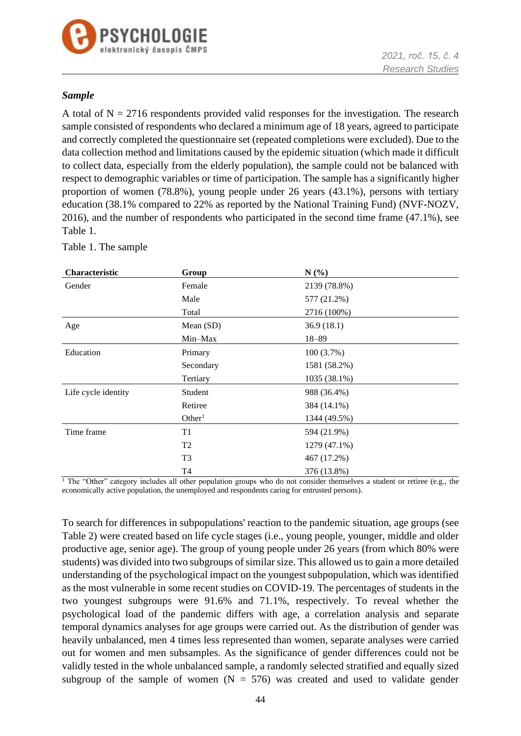### *Sample*

A total of N = 2716 respondents provided valid responses for the investigation. The research sample consisted of respondents who declared a minimum age of 18 years, agreed to participate and correctly completed the questionnaire set (repeated completions were excluded). Due to the data collection method and limitations caused by the epidemic situation (which made it difficult to collect data, especially from the elderly population), the sample could not be balanced with respect to demographic variables or time of participation. The sample has a significantly higher proportion of women (78.8%), young people under 26 years (43.1%), persons with tertiary education (38.1% compared to 22% as reported by the National Training Fund) (NVF-NOZV, 2016), and the number of respondents who participated in the second time frame (47.1%), see Table 1.

Table 1. The sample

| Characteristic | Group | N (%) |
|---|---|---|
| Gender | Female | 2139 (78.8%) |
| | Male | 577 (21.2%) |
| | Total | 2716 (100%) |
| Age | Mean (SD) | 36.9 (18.1) |
| | Min–Max | 18–89 |
| Education | Primary | 100 (3.7%) |
| | Secondary | 1581 (58.2%) |
| | Tertiary | 1035 (38.1%) |
| Life cycle identity | Student | 988 (36.4%) |
| | Retiree | 384 (14.1%) |
| | Other[1] | 1344 (49.5%) |
| Time frame | T1 | 594 (21.9%) |
| | T2 | 1279 (47.1%) |
| | T3 | 467 (17.2%) |
| | T4 | 376 (13.8%) |

[1] The "Other" category includes all other population groups who do not consider themselves a student or retiree (e.g., the economically active population, the unemployed and respondents caring for entrusted persons).

To search for differences in subpopulations' reaction to the pandemic situation, age groups (see Table 2) were created based on life cycle stages (i.e., young people, younger, middle and older productive age, senior age). The group of young people under 26 years (from which 80% were students) was divided into two subgroups of similar size. This allowed us to gain a more detailed understanding of the psychological impact on the youngest subpopulation, which was identified as the most vulnerable in some recent studies on COVID-19. The percentages of students in the two youngest subgroups were 91.6% and 71.1%, respectively. To reveal whether the psychological load of the pandemic differs with age, a correlation analysis and separate temporal dynamics analyses for age groups were carried out. As the distribution of gender was heavily unbalanced, men 4 times less represented than women, separate analyses were carried out for women and men subsamples. As the significance of gender differences could not be validly tested in the whole unbalanced sample, a randomly selected stratified and equally sized subgroup of the sample of women (N = 576) was created and used to validate gender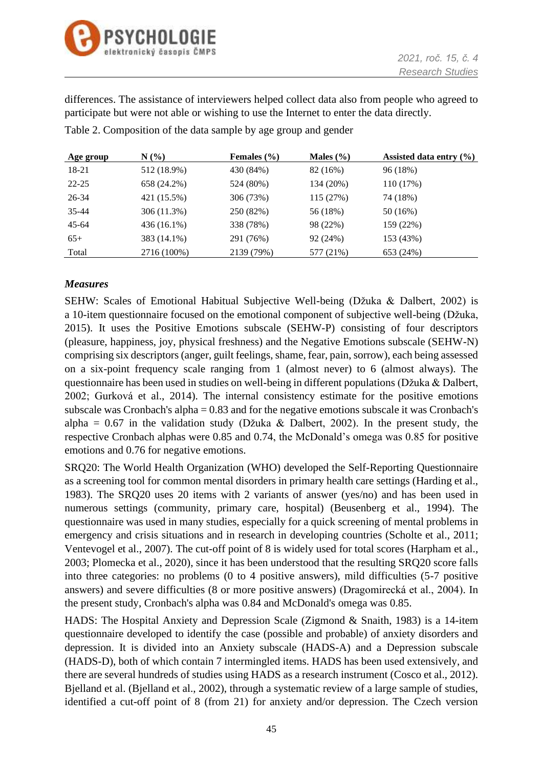differences. The assistance of interviewers helped collect data also from people who agreed to participate but were not able or wishing to use the Internet to enter the data directly.

Table 2. Composition of the data sample by age group and gender

| Age group | N (%) | Females (%) | Males (%) | Assisted data entry (%) |
|---|---|---|---|---|
| 18-21 | 512 (18.9%) | 430 (84%) | 82 (16%) | 96 (18%) |
| 22-25 | 658 (24.2%) | 524 (80%) | 134 (20%) | 110 (17%) |
| 26-34 | 421 (15.5%) | 306 (73%) | 115 (27%) | 74 (18%) |
| 35-44 | 306 (11.3%) | 250 (82%) | 56 (18%) | 50 (16%) |
| 45-64 | 436 (16.1%) | 338 (78%) | 98 (22%) | 159 (22%) |
| 65+ | 383 (14.1%) | 291 (76%) | 92 (24%) | 153 (43%) |
| Total | 2716 (100%) | 2139 (79%) | 577 (21%) | 653 (24%) |

### *Measures*

SEHW: Scales of Emotional Habitual Subjective Well-being (Džuka & Dalbert, 2002) is a 10-item questionnaire focused on the emotional component of subjective well-being (Džuka, 2015). It uses the Positive Emotions subscale (SEHW-P) consisting of four descriptors (pleasure, happiness, joy, physical freshness) and the Negative Emotions subscale (SEHW-N) comprising six descriptors (anger, guilt feelings, shame, fear, pain, sorrow), each being assessed on a six-point frequency scale ranging from 1 (almost never) to 6 (almost always). The questionnaire has been used in studies on well-being in different populations (Džuka & Dalbert, 2002; Gurková et al., 2014). The internal consistency estimate for the positive emotions subscale was Cronbach's alpha = 0.83 and for the negative emotions subscale it was Cronbach's alpha = 0.67 in the validation study (Džuka & Dalbert, 2002). In the present study, the respective Cronbach alphas were 0.85 and 0.74, the McDonald's omega was 0.85 for positive emotions and 0.76 for negative emotions.

SRQ20: The World Health Organization (WHO) developed the Self-Reporting Questionnaire as a screening tool for common mental disorders in primary health care settings (Harding et al., 1983). The SRQ20 uses 20 items with 2 variants of answer (yes/no) and has been used in numerous settings (community, primary care, hospital) (Beusenberg et al., 1994). The questionnaire was used in many studies, especially for a quick screening of mental problems in emergency and crisis situations and in research in developing countries (Scholte et al., 2011; Ventevogel et al., 2007). The cut-off point of 8 is widely used for total scores (Harpham et al., 2003; Plomecka et al., 2020), since it has been understood that the resulting SRQ20 score falls into three categories: no problems (0 to 4 positive answers), mild difficulties (5-7 positive answers) and severe difficulties (8 or more positive answers) (Dragomirecká et al., 2004). In the present study, Cronbach's alpha was 0.84 and McDonald's omega was 0.85.

HADS: The Hospital Anxiety and Depression Scale (Zigmond & Snaith, 1983) is a 14-item questionnaire developed to identify the case (possible and probable) of anxiety disorders and depression. It is divided into an Anxiety subscale (HADS-A) and a Depression subscale (HADS-D), both of which contain 7 intermingled items. HADS has been used extensively, and there are several hundreds of studies using HADS as a research instrument (Cosco et al., 2012). Bjelland et al. (Bjelland et al., 2002), through a systematic review of a large sample of studies, identified a cut-off point of 8 (from 21) for anxiety and/or depression. The Czech version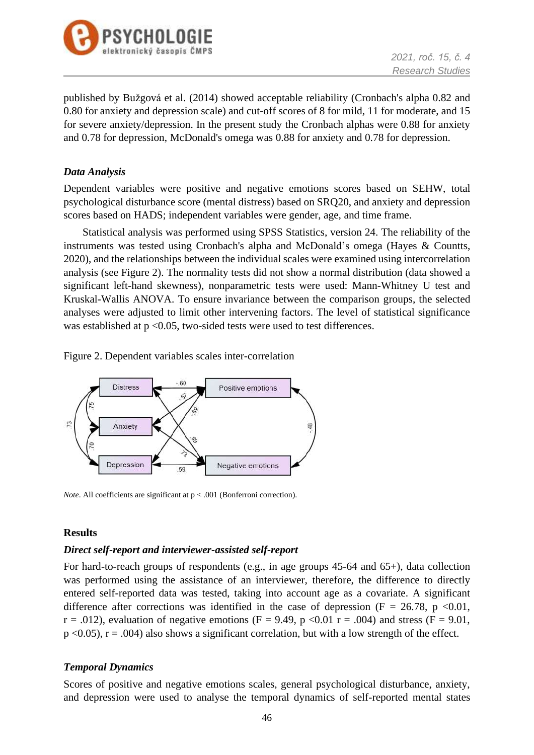published by Bužgová et al. (2014) showed acceptable reliability (Cronbach's alpha 0.82 and 0.80 for anxiety and depression scale) and cut-off scores of 8 for mild, 11 for moderate, and 15 for severe anxiety/depression. In the present study the Cronbach alphas were 0.88 for anxiety and 0.78 for depression, McDonald's omega was 0.88 for anxiety and 0.78 for depression.

### *Data Analysis*

Dependent variables were positive and negative emotions scores based on SEHW, total psychological disturbance score (mental distress) based on SRQ20, and anxiety and depression scores based on HADS; independent variables were gender, age, and time frame.

Statistical analysis was performed using SPSS Statistics, version 24. The reliability of the instruments was tested using Cronbach's alpha and McDonald's omega (Hayes & Countts, 2020), and the relationships between the individual scales were examined using intercorrelation analysis (see Figure 2). The normality tests did not show a normal distribution (data showed a significant left-hand skewness), nonparametric tests were used: Mann-Whitney U test and Kruskal-Wallis ANOVA. To ensure invariance between the comparison groups, the selected analyses were adjusted to limit other intervening factors. The level of statistical significance was established at $p < 0.05$, two-sided tests were used to test differences.

Figure 2. Dependent variables scales inter-correlation

*Note*. All coefficients are significant at $p < .001$ (Bonferroni correction).

## Results

### *Direct self-report and interviewer-assisted self-report*

For hard-to-reach groups of respondents (e.g., in age groups 45-64 and 65+), data collection was performed using the assistance of an interviewer, therefore, the difference to directly entered self-reported data was tested, taking into account age as a covariate. A significant difference after corrections was identified in the case of depression ($F = 26.78$, $p < 0.01$, $r = .012$), evaluation of negative emotions ($F = 9.49$, $p < 0.01$ $r = .004$) and stress ($F = 9.01$, $p < 0.05$), $r = .004$) also shows a significant correlation, but with a low strength of the effect.

### *Temporal Dynamics*

Scores of positive and negative emotions scales, general psychological disturbance, anxiety, and depression were used to analyse the temporal dynamics of self-reported mental states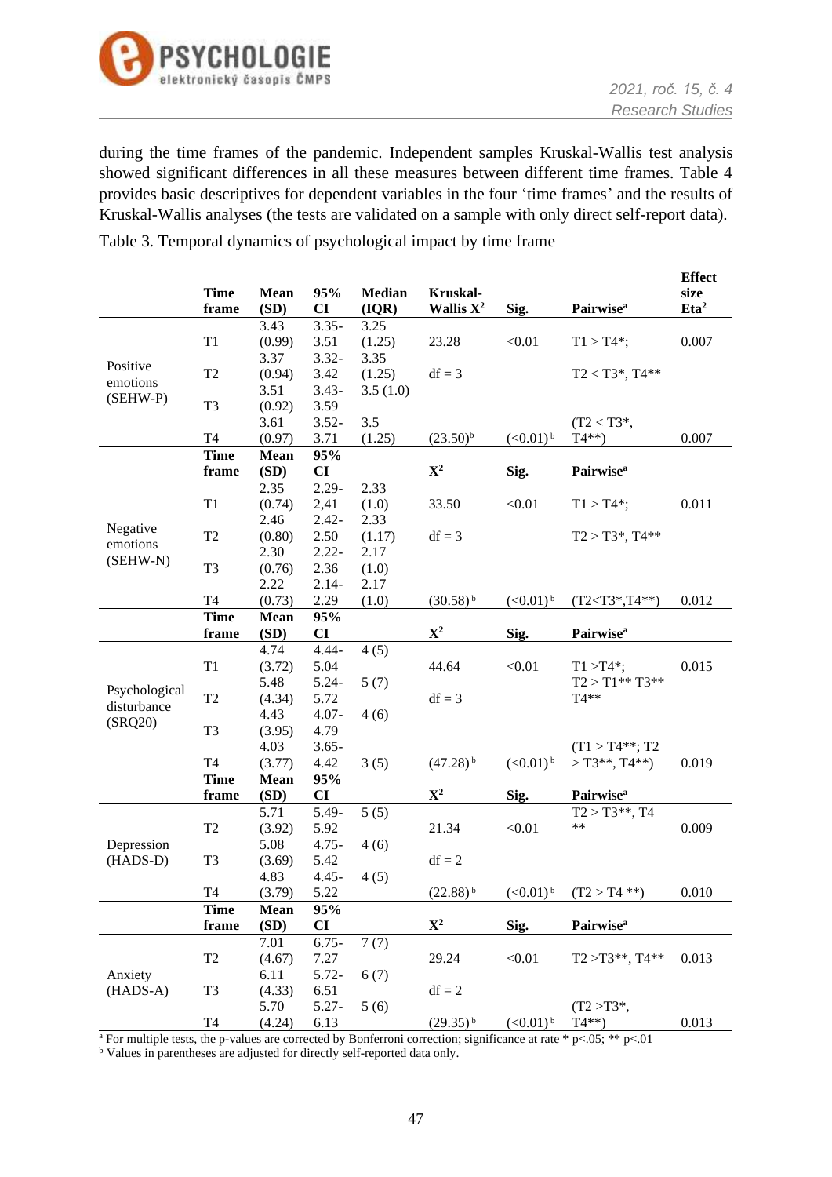during the time frames of the pandemic. Independent samples Kruskal-Wallis test analysis showed significant differences in all these measures between different time frames. Table 4 provides basic descriptives for dependent variables in the four 'time frames' and the results of Kruskal-Wallis analyses (the tests are validated on a sample with only direct self-report data).

Table 3. Temporal dynamics of psychological impact by time frame

| | Time frame | Mean (SD) | 95% CI | Median (IQR) | Kruskal-Wallis $X^2$ | Sig. | Pairwise[a] | Effect size $Eta^2$ |
|---|---|---|---|---|---|---|---|---|
| Positive emotions (SEHW-P) | T1 | 3.43 (0.99) | 3.35-3.51 | 3.25 (1.25) | 23.28 | <0.01 | T1 > T4*; | 0.007 |
| | T2 | 3.37 (0.94) | 3.32-3.42 | 3.35 (1.25) | df = 3 | | T2 < T3*, T4** | |
| | T3 | 3.51 (0.92) | 3.43-3.59 | 3.5 (1.0) | | | | |
| | T4 | 3.61 (0.97) | 3.52-3.71 | 3.5 (1.25) | (23.50)[b] | (<0.01)[b] | (T2 < T3*, T4**) | 0.007 |
| | **Time frame** | **Mean (SD)** | **95% CI** | | **$X^2$** | **Sig.** | **Pairwise[a]** | |
| Negative emotions (SEHW-N) | T1 | 2.35 (0.74) | 2.29-2,41 | 2.33 (1.0) | 33.50 | <0.01 | T1 > T4*; | 0.011 |
| | T2 | 2.46 (0.80) | 2.42-2.50 | 2.33 (1.17) | df = 3 | | T2 > T3*, T4** | |
| | T3 | 2.30 (0.76) | 2.22-2.36 | 2.17 (1.0) | | | | |
| | T4 | 2.22 (0.73) | 2.14-2.29 | 2.17 (1.0) | (30.58)[b] | (<0.01)[b] | (T2<T3*,T4**) | 0.012 |
| | **Time frame** | **Mean (SD)** | **95% CI** | | **$X^2$** | **Sig.** | **Pairwise[a]** | |
| Psychological disturbance (SRQ20) | T1 | 4.74 (3.72) | 4.44-5.04 | 4 (5) | 44.64 | <0.01 | T1 >T4*; T2 > T1** T3** T4** | 0.015 |
| | T2 | 5.48 (4.34) | 5.24-5.72 | 5 (7) | df = 3 | | | |
| | T3 | 4.43 (3.95) | 4.07-4.79 | 4 (6) | | | | |
| | T4 | 4.03 (3.77) | 3.65-4.42 | 3 (5) | (47.28)[b] | (<0.01)[b] | (T1 > T4**; T2 > T3**, T4**) | 0.019 |
| | **Time frame** | **Mean (SD)** | **95% CI** | | **$X^2$** | **Sig.** | **Pairwise[a]** | |
| Depression (HADS-D) | T2 | 5.71 (3.92) | 5.49-5.92 | 5 (5) | 21.34 | <0.01 | T2 > T3**, T4 ** | 0.009 |
| | T3 | 5.08 (3.69) | 4.75-5.42 | 4 (6) | df = 2 | | | |
| | T4 | 4.83 (3.79) | 4.45-5.22 | 4 (5) | (22.88)[b] | (<0.01)[b] | (T2 > T4 **) | 0.010 |
| | **Time frame** | **Mean (SD)** | **95% CI** | | **$X^2$** | **Sig.** | **Pairwise[a]** | |
| Anxiety (HADS-A) | T2 | 7.01 (4.67) | 6.75-7.27 | 7 (7) | 29.24 | <0.01 | T2 >T3**, T4** | 0.013 |
| | T3 | 6.11 (4.33) | 5.72-6.51 | 6 (7) | df = 2 | | | |
| | T4 | 5.70 (4.24) | 5.27-6.13 | 5 (6) | (29.35)[b] | (<0.01)[b] | (T2 >T3*, T4**) | 0.013 |

[a] For multiple tests, the p-values are corrected by Bonferroni correction; significance at rate * $p<.05$; ** $p<.01$

[b] Values in parentheses are adjusted for directly self-reported data only.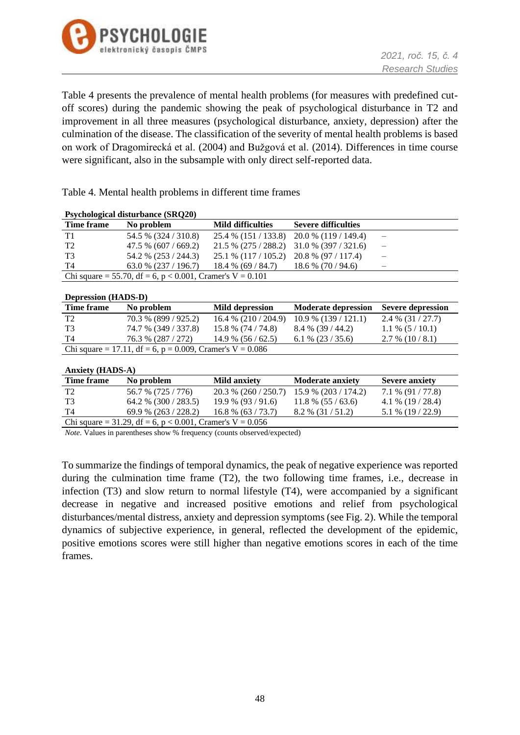Table 4 presents the prevalence of mental health problems (for measures with predefined cut-off scores) during the pandemic showing the peak of psychological disturbance in T2 and improvement in all three measures (psychological disturbance, anxiety, depression) after the culmination of the disease. The classification of the severity of mental health problems is based on work of Dragomirecká et al. (2004) and Bužgová et al. (2014). Differences in time course were significant, also in the subsample with only direct self-reported data.

Table 4. Mental health problems in different time frames

**Psychological disturbance (SRQ20)**

| Time frame | No problem | Mild difficulties | Severe difficulties | |
|---|---|---|---|---|
| T1 | 54.5 % (324 / 310.8) | 25.4 % (151 / 133.8) | 20.0 % (119 / 149.4) | – |
| T2 | 47.5 % (607 / 669.2) | 21.5 % (275 / 288.2) | 31.0 % (397 / 321.6) | – |
| T3 | 54.2 % (253 / 244.3) | 25.1 % (117 / 105.2) | 20.8 % (97 / 117.4) | – |
| T4 | 63.0 % (237 / 196.7) | 18.4 % (69 / 84.7) | 18.6 % (70 / 94.6) | – |
| Chi square = 55.70, df = 6, $p < 0.001$, Cramer's V = 0.101 | | | | |

**Depression (HADS-D)**

| Time frame | No problem | Mild depression | Moderate depression | Severe depression |
|---|---|---|---|---|
| T2 | 70.3 % (899 / 925.2) | 16.4 % (210 / 204.9) | 10.9 % (139 / 121.1) | 2.4 % (31 / 27.7) |
| T3 | 74.7 % (349 / 337.8) | 15.8 % (74 / 74.8) | 8.4 % (39 / 44.2) | 1.1 % (5 / 10.1) |
| T4 | 76.3 % (287 / 272) | 14.9 % (56 / 62.5) | 6.1 % (23 / 35.6) | 2.7 % (10 / 8.1) |
| Chi square = 17.11, df = 6, $p = 0.009$, Cramer's V = 0.086 | | | | |

**Anxiety (HADS-A)**

| Time frame | No problem | Mild anxiety | Moderate anxiety | Severe anxiety |
|---|---|---|---|---|
| T2 | 56.7 % (725 / 776) | 20.3 % (260 / 250.7) | 15.9 % (203 / 174.2) | 7.1 % (91 / 77.8) |
| T3 | 64.2 % (300 / 283.5) | 19.9 % (93 / 91.6) | 11.8 % (55 / 63.6) | 4.1 % (19 / 28.4) |
| T4 | 69.9 % (263 / 228.2) | 16.8 % (63 / 73.7) | 8.2 % (31 / 51.2) | 5.1 % (19 / 22.9) |
| Chi square = 31.29, df = 6, $p < 0.001$, Cramer's V = 0.056 | | | | |

*Note*. Values in parentheses show % frequency (counts observed/expected)

To summarize the findings of temporal dynamics, the peak of negative experience was reported during the culmination time frame (T2), the two following time frames, i.e., decrease in infection (T3) and slow return to normal lifestyle (T4), were accompanied by a significant decrease in negative and increased positive emotions and relief from psychological disturbances/mental distress, anxiety and depression symptoms (see Fig. 2). While the temporal dynamics of subjective experience, in general, reflected the development of the epidemic, positive emotions scores were still higher than negative emotions scores in each of the time frames.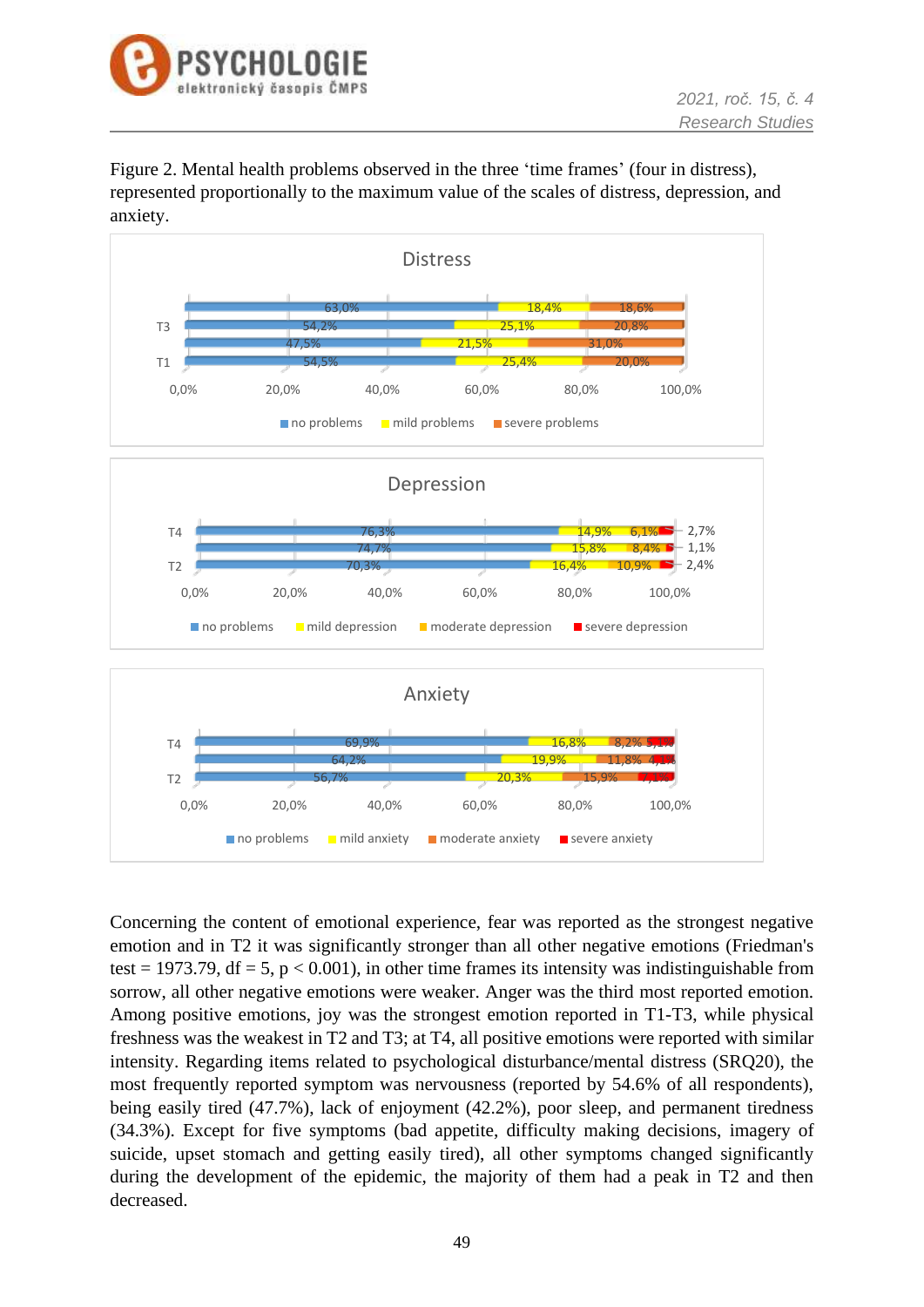Figure 2. Mental health problems observed in the three 'time frames' (four in distress), represented proportionally to the maximum value of the scales of distress, depression, and anxiety.

Concerning the content of emotional experience, fear was reported as the strongest negative emotion and in T2 it was significantly stronger than all other negative emotions (Friedman's test = 1973.79, df = 5, $p < 0.001$), in other time frames its intensity was indistinguishable from sorrow, all other negative emotions were weaker. Anger was the third most reported emotion. Among positive emotions, joy was the strongest emotion reported in T1-T3, while physical freshness was the weakest in T2 and T3; at T4, all positive emotions were reported with similar intensity. Regarding items related to psychological disturbance/mental distress (SRQ20), the most frequently reported symptom was nervousness (reported by 54.6% of all respondents), being easily tired (47.7%), lack of enjoyment (42.2%), poor sleep, and permanent tiredness (34.3%). Except for five symptoms (bad appetite, difficulty making decisions, imagery of suicide, upset stomach and getting easily tired), all other symptoms changed significantly during the development of the epidemic, the majority of them had a peak in T2 and then decreased.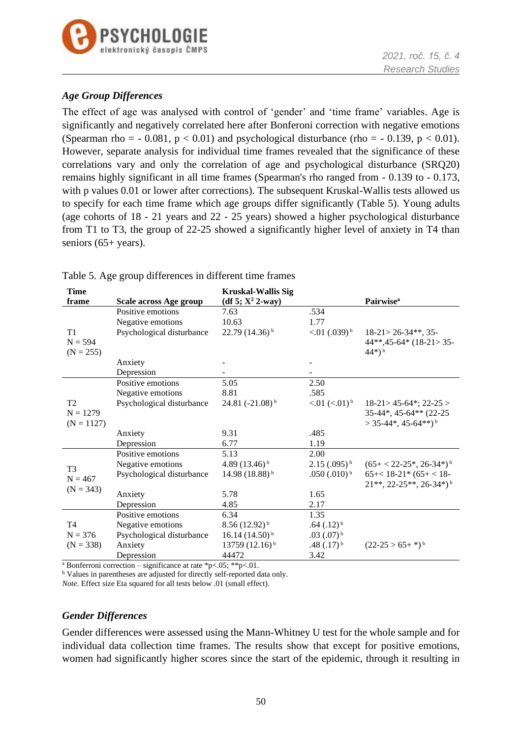### *Age Group Differences*

The effect of age was analysed with control of 'gender' and 'time frame' variables. Age is significantly and negatively correlated here after Bonferoni correction with negative emotions (Spearman rho = - 0.081, p < 0.01) and psychological disturbance (rho = - 0.139, p < 0.01). However, separate analysis for individual time frames revealed that the significance of these correlations vary and only the correlation of age and psychological disturbance (SRQ20) remains highly significant in all time frames (Spearman's rho ranged from - 0.139 to - 0.173, with p values 0.01 or lower after corrections). The subsequent Kruskal-Wallis tests allowed us to specify for each time frame which age groups differ significantly (Table 5). Young adults (age cohorts of 18 - 21 years and 22 - 25 years) showed a higher psychological disturbance from T1 to T3, the group of 22-25 showed a significantly higher level of anxiety in T4 than seniors (65+ years).

Table 5. Age group differences in different time frames

| Time frame | Scale across Age group | Kruskal-Wallis Sig (df 5; $X^2$ 2-way) | | Pairwise[a] |
|---|---|---|---|---|
| T1 N = 594 (N = 255) | Positive emotions | 7.63 | .534 | |
| | Negative emotions | 10.63 | 1.77 | |
| | Psychological disturbance | 22.79 (14.36) [b] | <.01 (.039) [b] | 18-21> 26-34**, 35-44**,45-64* (18-21> 35-44*) [b] |
| | Anxiety | - | - | |
| | Depression | - | - | |
| T2 N = 1279 (N = 1127) | Positive emotions | 5.05 | 2.50 | |
| | Negative emotions | 8.81 | .585 | |
| | Psychological disturbance | 24.81 (-21.08) [b] | <.01 (<.01) [b] | 18-21> 45-64*; 22-25 > 35-44*, 45-64** (22-25 > 35-44*, 45-64**) [b] |
| | Anxiety | 9.31 | .485 | |
| | Depression | 6.77 | 1.19 | |
| T3 N = 467 (N = 343) | Positive emotions | 5.13 | 2.00 | |
| | Negative emotions | 4.89 (13.46) [b] | 2.15 (.095) [b] | (65+ < 22-25*, 26-34*) [b] |
| | Psychological disturbance | 14.98 (18.88) [b] | .050 (.010) [b] | 65+< 18-21* (65+ < 18-21**, 22-25**, 26-34*) [b] |
| | Anxiety | 5.78 | 1.65 | |
| | Depression | 4.85 | 2.17 | |
| T4 N = 376 (N = 338) | Positive emotions | 6.34 | 1.35 | |
| | Negative emotions | 8.56 (12.92) [b] | .64 (.12) [b] | |
| | Psychological disturbance | 16.14 (14.50) [b] | .03 (.07) [b] | |
| | Anxiety | 13759 (12.16) [b] | .48 (.17) [b] | (22-25 > 65+ *) [b] |
| | Depression | 44472 | 3.42 | |

[a] Bonferroni correction – significance at rate *p<.05; **p<.01.
[b] Values in parentheses are adjusted for directly self-reported data only.
*Note.* Effect size Eta squared for all tests below .01 (small effect).

### *Gender Differences*

Gender differences were assessed using the Mann-Whitney U test for the whole sample and for individual data collection time frames. The results show that except for positive emotions, women had significantly higher scores since the start of the epidemic, through it resulting in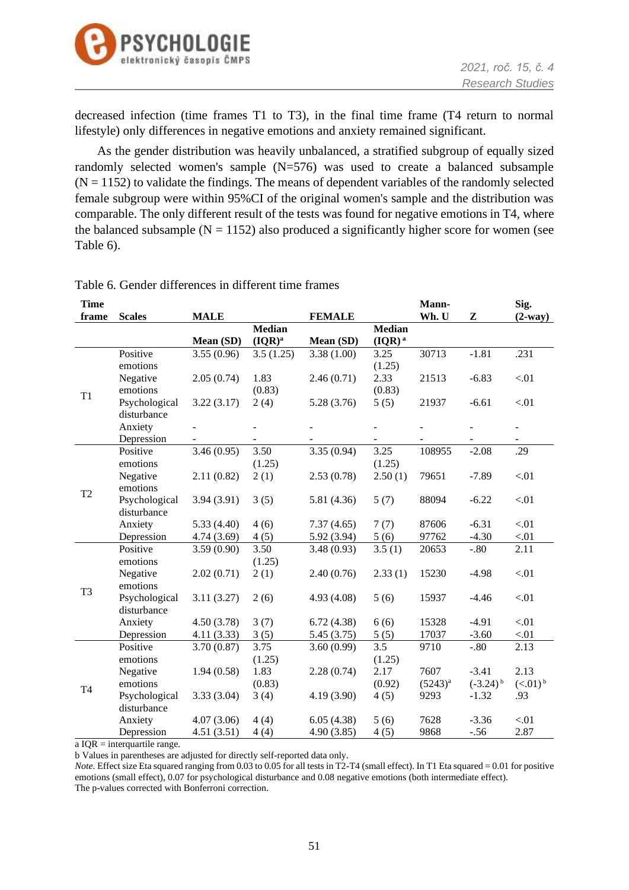decreased infection (time frames T1 to T3), in the final time frame (T4 return to normal lifestyle) only differences in negative emotions and anxiety remained significant.

As the gender distribution was heavily unbalanced, a stratified subgroup of equally sized randomly selected women's sample (N=576) was used to create a balanced subsample (N = 1152) to validate the findings. The means of dependent variables of the randomly selected female subgroup were within 95%CI of the original women's sample and the distribution was comparable. The only different result of the tests was found for negative emotions in T4, where the balanced subsample (N = 1152) also produced a significantly higher score for women (see Table 6).

Table 6. Gender differences in different time frames

| Time frame | Scales | MALE | | FEMALE | | Mann-Wh. U | Z | Sig. (2-way) |
|---|---|---|---|---|---|---|---|---|
| | | Mean (SD) | Median (IQR)[a] | Mean (SD) | Median (IQR)[a] | | | |
| T1 | Positive emotions | 3.55 (0.96) | 3.5 (1.25) | 3.38 (1.00) | 3.25 (1.25) | 30713 | -1.81 | .231 |
| | Negative emotions | 2.05 (0.74) | 1.83 (0.83) | 2.46 (0.71) | 2.33 (0.83) | 21513 | -6.83 | <.01 |
| | Psychological disturbance | 3.22 (3.17) | 2 (4) | 5.28 (3.76) | 5 (5) | 21937 | -6.61 | <.01 |
| | Anxiety | - | - | - | - | - | - | - |
| | Depression | - | - | - | - | - | - | - |
| T2 | Positive emotions | 3.46 (0.95) | 3.50 (1.25) | 3.35 (0.94) | 3.25 (1.25) | 108955 | -2.08 | .29 |
| | Negative emotions | 2.11 (0.82) | 2 (1) | 2.53 (0.78) | 2.50 (1) | 79651 | -7.89 | <.01 |
| | Psychological disturbance | 3.94 (3.91) | 3 (5) | 5.81 (4.36) | 5 (7) | 88094 | -6.22 | <.01 |
| | Anxiety | 5.33 (4.40) | 4 (6) | 7.37 (4.65) | 7 (7) | 87606 | -6.31 | <.01 |
| | Depression | 4.74 (3.69) | 4 (5) | 5.92 (3.94) | 5 (6) | 97762 | -4.30 | <.01 |
| T3 | Positive emotions | 3.59 (0.90) | 3.50 (1.25) | 3.48 (0.93) | 3.5 (1) | 20653 | -.80 | 2.11 |
| | Negative emotions | 2.02 (0.71) | 2 (1) | 2.40 (0.76) | 2.33 (1) | 15230 | -4.98 | <.01 |
| | Psychological disturbance | 3.11 (3.27) | 2 (6) | 4.93 (4.08) | 5 (6) | 15937 | -4.46 | <.01 |
| | Anxiety | 4.50 (3.78) | 3 (7) | 6.72 (4.38) | 6 (6) | 15328 | -4.91 | <.01 |
| | Depression | 4.11 (3.33) | 3 (5) | 5.45 (3.75) | 5 (5) | 17037 | -3.60 | <.01 |
| T4 | Positive emotions | 3.70 (0.87) | 3.75 (1.25) | 3.60 (0.99) | 3.5 (1.25) | 9710 | -.80 | 2.13 |
| | Negative emotions | 1.94 (0.58) | 1.83 (0.83) | 2.28 (0.74) | 2.17 (0.92) | 7607 (5243)[a] | -3.41 (-3.24)[b] | 2.13 (<.01)[b] |
| | Psychological disturbance | 3.33 (3.04) | 3 (4) | 4.19 (3.90) | 4 (5) | 9293 | -1.32 | .93 |
| | Anxiety | 4.07 (3.06) | 4 (4) | 6.05 (4.38) | 5 (6) | 7628 | -3.36 | <.01 |
| | Depression | 4.51 (3.51) | 4 (4) | 4.90 (3.85) | 4 (5) | 9868 | -.56 | 2.87 |

a IQR = interquartile range.
b Values in parentheses are adjusted for directly self-reported data only.
*Note.* Effect size Eta squared ranging from 0.03 to 0.05 for all tests in T2-T4 (small effect). In T1 Eta squared = 0.01 for positive emotions (small effect), 0.07 for psychological disturbance and 0.08 negative emotions (both intermediate effect).
The p-values corrected with Bonferroni correction.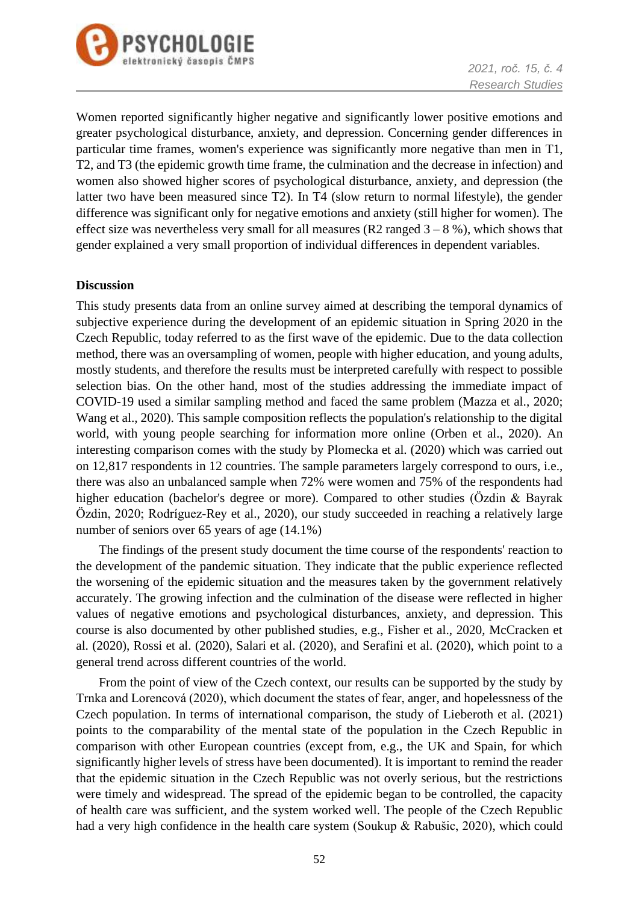Women reported significantly higher negative and significantly lower positive emotions and greater psychological disturbance, anxiety, and depression. Concerning gender differences in particular time frames, women's experience was significantly more negative than men in T1, T2, and T3 (the epidemic growth time frame, the culmination and the decrease in infection) and women also showed higher scores of psychological disturbance, anxiety, and depression (the latter two have been measured since T2). In T4 (slow return to normal lifestyle), the gender difference was significant only for negative emotions and anxiety (still higher for women). The effect size was nevertheless very small for all measures ($R^2$ ranged 3 – 8 %), which shows that gender explained a very small proportion of individual differences in dependent variables.

**Discussion**

This study presents data from an online survey aimed at describing the temporal dynamics of subjective experience during the development of an epidemic situation in Spring 2020 in the Czech Republic, today referred to as the first wave of the epidemic. Due to the data collection method, there was an oversampling of women, people with higher education, and young adults, mostly students, and therefore the results must be interpreted carefully with respect to possible selection bias. On the other hand, most of the studies addressing the immediate impact of COVID-19 used a similar sampling method and faced the same problem (Mazza et al., 2020; Wang et al., 2020). This sample composition reflects the population's relationship to the digital world, with young people searching for information more online (Orben et al., 2020). An interesting comparison comes with the study by Plomecka et al. (2020) which was carried out on 12,817 respondents in 12 countries. The sample parameters largely correspond to ours, i.e., there was also an unbalanced sample when 72% were women and 75% of the respondents had higher education (bachelor's degree or more). Compared to other studies (Özdin & Bayrak Özdin, 2020; Rodríguez-Rey et al., 2020), our study succeeded in reaching a relatively large number of seniors over 65 years of age (14.1%)

The findings of the present study document the time course of the respondents' reaction to the development of the pandemic situation. They indicate that the public experience reflected the worsening of the epidemic situation and the measures taken by the government relatively accurately. The growing infection and the culmination of the disease were reflected in higher values of negative emotions and psychological disturbances, anxiety, and depression. This course is also documented by other published studies, e.g., Fisher et al., 2020, McCracken et al. (2020), Rossi et al. (2020), Salari et al. (2020), and Serafini et al. (2020), which point to a general trend across different countries of the world.

From the point of view of the Czech context, our results can be supported by the study by Trnka and Lorencová (2020), which document the states of fear, anger, and hopelessness of the Czech population. In terms of international comparison, the study of Lieberoth et al. (2021) points to the comparability of the mental state of the population in the Czech Republic in comparison with other European countries (except from, e.g., the UK and Spain, for which significantly higher levels of stress have been documented). It is important to remind the reader that the epidemic situation in the Czech Republic was not overly serious, but the restrictions were timely and widespread. The spread of the epidemic began to be controlled, the capacity of health care was sufficient, and the system worked well. The people of the Czech Republic had a very high confidence in the health care system (Soukup & Rabušic, 2020), which could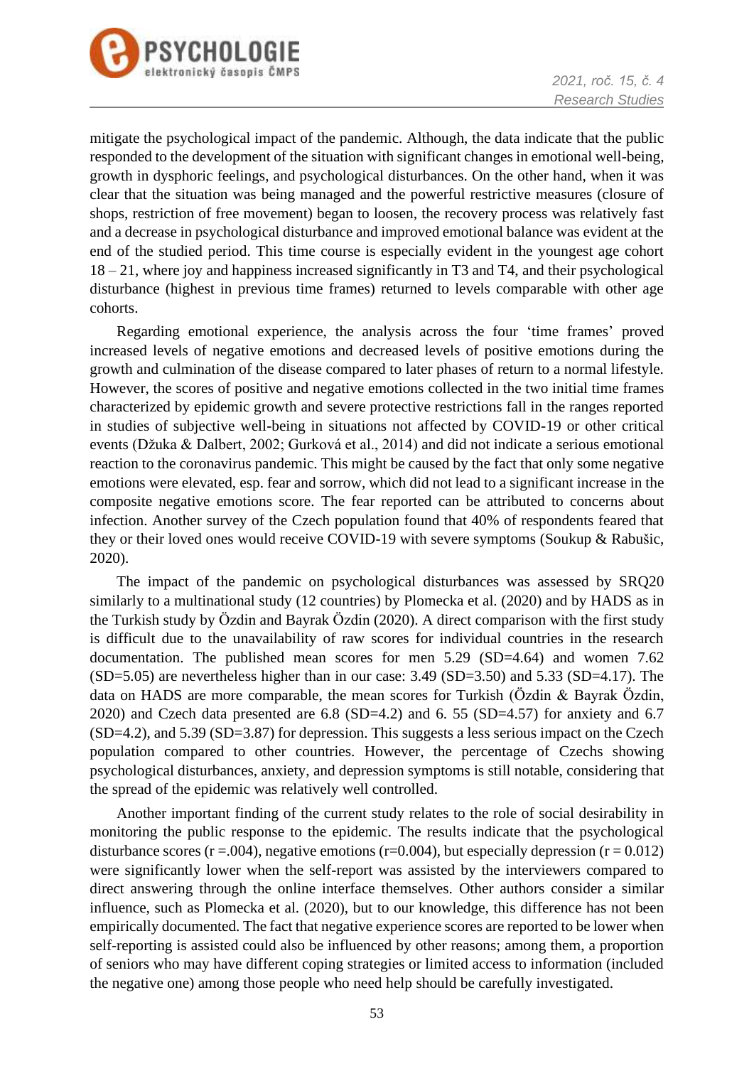mitigate the psychological impact of the pandemic. Although, the data indicate that the public responded to the development of the situation with significant changes in emotional well-being, growth in dysphoric feelings, and psychological disturbances. On the other hand, when it was clear that the situation was being managed and the powerful restrictive measures (closure of shops, restriction of free movement) began to loosen, the recovery process was relatively fast and a decrease in psychological disturbance and improved emotional balance was evident at the end of the studied period. This time course is especially evident in the youngest age cohort 18 – 21, where joy and happiness increased significantly in T3 and T4, and their psychological disturbance (highest in previous time frames) returned to levels comparable with other age cohorts.

Regarding emotional experience, the analysis across the four 'time frames' proved increased levels of negative emotions and decreased levels of positive emotions during the growth and culmination of the disease compared to later phases of return to a normal lifestyle. However, the scores of positive and negative emotions collected in the two initial time frames characterized by epidemic growth and severe protective restrictions fall in the ranges reported in studies of subjective well-being in situations not affected by COVID-19 or other critical events (Džuka & Dalbert, 2002; Gurková et al., 2014) and did not indicate a serious emotional reaction to the coronavirus pandemic. This might be caused by the fact that only some negative emotions were elevated, esp. fear and sorrow, which did not lead to a significant increase in the composite negative emotions score. The fear reported can be attributed to concerns about infection. Another survey of the Czech population found that 40% of respondents feared that they or their loved ones would receive COVID-19 with severe symptoms (Soukup & Rabušic, 2020).

The impact of the pandemic on psychological disturbances was assessed by SRQ20 similarly to a multinational study (12 countries) by Plomecka et al. (2020) and by HADS as in the Turkish study by Özdin and Bayrak Özdin (2020). A direct comparison with the first study is difficult due to the unavailability of raw scores for individual countries in the research documentation. The published mean scores for men 5.29 (SD=4.64) and women 7.62 (SD=5.05) are nevertheless higher than in our case: 3.49 (SD=3.50) and 5.33 (SD=4.17). The data on HADS are more comparable, the mean scores for Turkish (Özdin & Bayrak Özdin, 2020) and Czech data presented are 6.8 (SD=4.2) and 6. 55 (SD=4.57) for anxiety and 6.7 (SD=4.2), and 5.39 (SD=3.87) for depression. This suggests a less serious impact on the Czech population compared to other countries. However, the percentage of Czechs showing psychological disturbances, anxiety, and depression symptoms is still notable, considering that the spread of the epidemic was relatively well controlled.

Another important finding of the current study relates to the role of social desirability in monitoring the public response to the epidemic. The results indicate that the psychological disturbance scores ($r = .004$), negative emotions ($r = 0.004$), but especially depression ($r = 0.012$) were significantly lower when the self-report was assisted by the interviewers compared to direct answering through the online interface themselves. Other authors consider a similar influence, such as Plomecka et al. (2020), but to our knowledge, this difference has not been empirically documented. The fact that negative experience scores are reported to be lower when self-reporting is assisted could also be influenced by other reasons; among them, a proportion of seniors who may have different coping strategies or limited access to information (included the negative one) among those people who need help should be carefully investigated.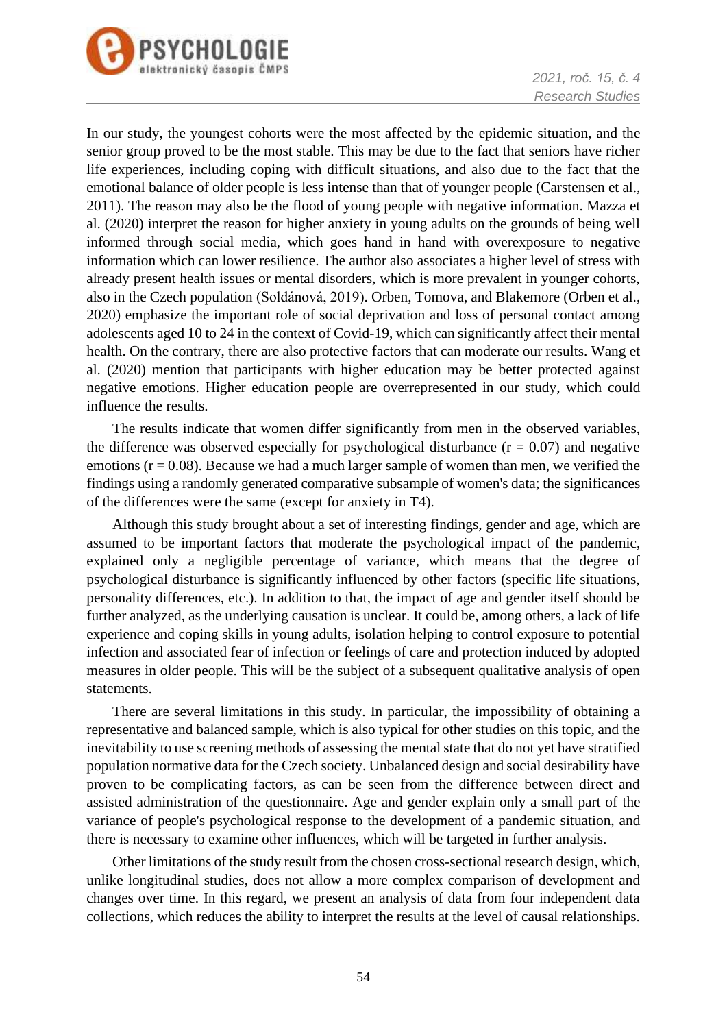In our study, the youngest cohorts were the most affected by the epidemic situation, and the senior group proved to be the most stable. This may be due to the fact that seniors have richer life experiences, including coping with difficult situations, and also due to the fact that the emotional balance of older people is less intense than that of younger people (Carstensen et al., 2011). The reason may also be the flood of young people with negative information. Mazza et al. (2020) interpret the reason for higher anxiety in young adults on the grounds of being well informed through social media, which goes hand in hand with overexposure to negative information which can lower resilience. The author also associates a higher level of stress with already present health issues or mental disorders, which is more prevalent in younger cohorts, also in the Czech population (Soldánová, 2019). Orben, Tomova, and Blakemore (Orben et al., 2020) emphasize the important role of social deprivation and loss of personal contact among adolescents aged 10 to 24 in the context of Covid-19, which can significantly affect their mental health. On the contrary, there are also protective factors that can moderate our results. Wang et al. (2020) mention that participants with higher education may be better protected against negative emotions. Higher education people are overrepresented in our study, which could influence the results.

The results indicate that women differ significantly from men in the observed variables, the difference was observed especially for psychological disturbance ($r = 0.07$) and negative emotions ($r = 0.08$). Because we had a much larger sample of women than men, we verified the findings using a randomly generated comparative subsample of women's data; the significances of the differences were the same (except for anxiety in T4).

Although this study brought about a set of interesting findings, gender and age, which are assumed to be important factors that moderate the psychological impact of the pandemic, explained only a negligible percentage of variance, which means that the degree of psychological disturbance is significantly influenced by other factors (specific life situations, personality differences, etc.). In addition to that, the impact of age and gender itself should be further analyzed, as the underlying causation is unclear. It could be, among others, a lack of life experience and coping skills in young adults, isolation helping to control exposure to potential infection and associated fear of infection or feelings of care and protection induced by adopted measures in older people. This will be the subject of a subsequent qualitative analysis of open statements.

There are several limitations in this study. In particular, the impossibility of obtaining a representative and balanced sample, which is also typical for other studies on this topic, and the inevitability to use screening methods of assessing the mental state that do not yet have stratified population normative data for the Czech society. Unbalanced design and social desirability have proven to be complicating factors, as can be seen from the difference between direct and assisted administration of the questionnaire. Age and gender explain only a small part of the variance of people's psychological response to the development of a pandemic situation, and there is necessary to examine other influences, which will be targeted in further analysis.

Other limitations of the study result from the chosen cross-sectional research design, which, unlike longitudinal studies, does not allow a more complex comparison of development and changes over time. In this regard, we present an analysis of data from four independent data collections, which reduces the ability to interpret the results at the level of causal relationships.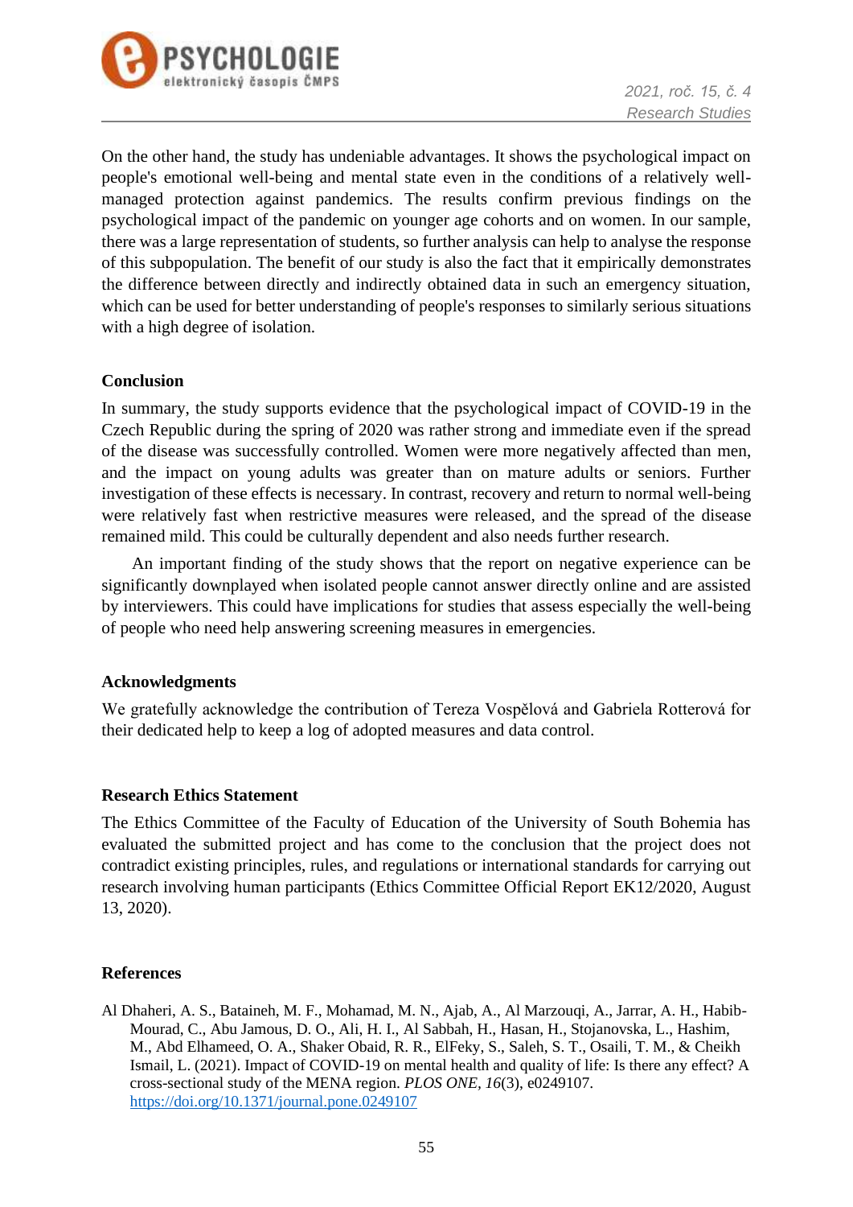On the other hand, the study has undeniable advantages. It shows the psychological impact on people's emotional well-being and mental state even in the conditions of a relatively well-managed protection against pandemics. The results confirm previous findings on the psychological impact of the pandemic on younger age cohorts and on women. In our sample, there was a large representation of students, so further analysis can help to analyse the response of this subpopulation. The benefit of our study is also the fact that it empirically demonstrates the difference between directly and indirectly obtained data in such an emergency situation, which can be used for better understanding of people's responses to similarly serious situations with a high degree of isolation.

## Conclusion

In summary, the study supports evidence that the psychological impact of COVID-19 in the Czech Republic during the spring of 2020 was rather strong and immediate even if the spread of the disease was successfully controlled. Women were more negatively affected than men, and the impact on young adults was greater than on mature adults or seniors. Further investigation of these effects is necessary. In contrast, recovery and return to normal well-being were relatively fast when restrictive measures were released, and the spread of the disease remained mild. This could be culturally dependent and also needs further research.

An important finding of the study shows that the report on negative experience can be significantly downplayed when isolated people cannot answer directly online and are assisted by interviewers. This could have implications for studies that assess especially the well-being of people who need help answering screening measures in emergencies.

## Acknowledgments

We gratefully acknowledge the contribution of Tereza Vospělová and Gabriela Rotterová for their dedicated help to keep a log of adopted measures and data control.

## Research Ethics Statement

The Ethics Committee of the Faculty of Education of the University of South Bohemia has evaluated the submitted project and has come to the conclusion that the project does not contradict existing principles, rules, and regulations or international standards for carrying out research involving human participants (Ethics Committee Official Report EK12/2020, August 13, 2020).

## References

Al Dhaheri, A. S., Bataineh, M. F., Mohamad, M. N., Ajab, A., Al Marzouqi, A., Jarrar, A. H., Habib-Mourad, C., Abu Jamous, D. O., Ali, H. I., Al Sabbah, H., Hasan, H., Stojanovska, L., Hashim, M., Abd Elhameed, O. A., Shaker Obaid, R. R., ElFeky, S., Saleh, S. T., Osaili, T. M., & Cheikh Ismail, L. (2021). Impact of COVID-19 on mental health and quality of life: Is there any effect? A cross-sectional study of the MENA region. *PLOS ONE*, *16*(3), e0249107. https://doi.org/10.1371/journal.pone.0249107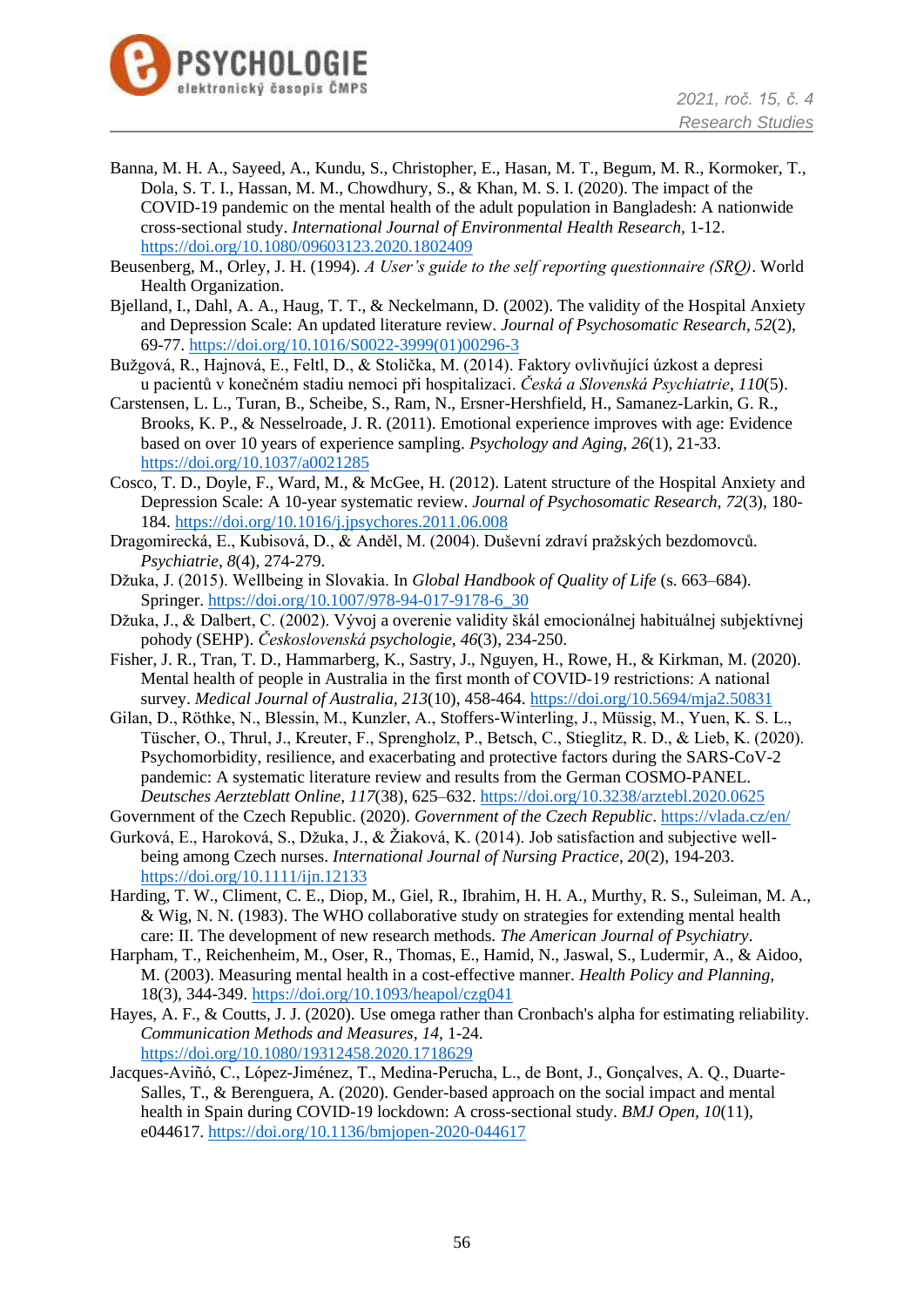Banna, M. H. A., Sayeed, A., Kundu, S., Christopher, E., Hasan, M. T., Begum, M. R., Kormoker, T., Dola, S. T. I., Hassan, M. M., Chowdhury, S., & Khan, M. S. I. (2020). The impact of the COVID-19 pandemic on the mental health of the adult population in Bangladesh: A nationwide cross-sectional study. *International Journal of Environmental Health Research*, 1-12. https://doi.org/10.1080/09603123.2020.1802409

Beusenberg, M., Orley, J. H. (1994). *A User's guide to the self reporting questionnaire (SRQ)*. World Health Organization.

Bjelland, I., Dahl, A. A., Haug, T. T., & Neckelmann, D. (2002). The validity of the Hospital Anxiety and Depression Scale: An updated literature review. *Journal of Psychosomatic Research*, *52*(2), 69-77. https://doi.org/10.1016/S0022-3999(01)00296-3

Bužgová, R., Hajnová, E., Feltl, D., & Stolička, M. (2014). Faktory ovlivňující úzkost a depresi u pacientů v konečném stadiu nemoci při hospitalizaci. *Česká a Slovenská Psychiatrie*, *110*(5).

Carstensen, L. L., Turan, B., Scheibe, S., Ram, N., Ersner-Hershfield, H., Samanez-Larkin, G. R., Brooks, K. P., & Nesselroade, J. R. (2011). Emotional experience improves with age: Evidence based on over 10 years of experience sampling. *Psychology and Aging*, *26*(1), 21-33. https://doi.org/10.1037/a0021285

Cosco, T. D., Doyle, F., Ward, M., & McGee, H. (2012). Latent structure of the Hospital Anxiety and Depression Scale: A 10-year systematic review. *Journal of Psychosomatic Research*, *72*(3), 180-184. https://doi.org/10.1016/j.jpsychores.2011.06.008

Dragomirecká, E., Kubisová, D., & Anděl, M. (2004). Duševní zdraví pražských bezdomovců. *Psychiatrie*, *8*(4), 274-279.

Džuka, J. (2015). Wellbeing in Slovakia. In *Global Handbook of Quality of Life* (s. 663–684). Springer. https://doi.org/10.1007/978-94-017-9178-6_30

Džuka, J., & Dalbert, C. (2002). Vývoj a overenie validity škál emocionálnej habituálnej subjektívnej pohody (SEHP). *Československá psychologie*, *46*(3), 234-250.

Fisher, J. R., Tran, T. D., Hammarberg, K., Sastry, J., Nguyen, H., Rowe, H., & Kirkman, M. (2020). Mental health of people in Australia in the first month of COVID-19 restrictions: A national survey. *Medical Journal of Australia*, *213*(10), 458-464. https://doi.org/10.5694/mja2.50831

Gilan, D., Röthke, N., Blessin, M., Kunzler, A., Stoffers-Winterling, J., Müssig, M., Yuen, K. S. L., Tüscher, O., Thrul, J., Kreuter, F., Sprengholz, P., Betsch, C., Stieglitz, R. D., & Lieb, K. (2020). Psychomorbidity, resilience, and exacerbating and protective factors during the SARS-CoV-2 pandemic: A systematic literature review and results from the German COSMO-PANEL. *Deutsches Aerzteblatt Online*, *117*(38), 625–632. https://doi.org/10.3238/arztebl.2020.0625

Government of the Czech Republic. (2020). *Government of the Czech Republic*. https://vlada.cz/en/

Gurková, E., Haroková, S., Džuka, J., & Žiaková, K. (2014). Job satisfaction and subjective well-being among Czech nurses. *International Journal of Nursing Practice*, *20*(2), 194-203. https://doi.org/10.1111/ijn.12133

Harding, T. W., Climent, C. E., Diop, M., Giel, R., Ibrahim, H. H. A., Murthy, R. S., Suleiman, M. A., & Wig, N. N. (1983). The WHO collaborative study on strategies for extending mental health care: II. The development of new research methods. *The American Journal of Psychiatry*.

Harpham, T., Reichenheim, M., Oser, R., Thomas, E., Hamid, N., Jaswal, S., Ludermir, A., & Aidoo, M. (2003). Measuring mental health in a cost-effective manner. *Health Policy and Planning*, 18(3), 344-349. https://doi.org/10.1093/heapol/czg041

Hayes, A. F., & Coutts, J. J. (2020). Use omega rather than Cronbach's alpha for estimating reliability. *Communication Methods and Measures*, *14*, 1-24. https://doi.org/10.1080/19312458.2020.1718629

Jacques-Aviñó, C., López-Jiménez, T., Medina-Perucha, L., de Bont, J., Gonçalves, A. Q., Duarte-Salles, T., & Berenguera, A. (2020). Gender-based approach on the social impact and mental health in Spain during COVID-19 lockdown: A cross-sectional study. *BMJ Open*, *10*(11), e044617. https://doi.org/10.1136/bmjopen-2020-044617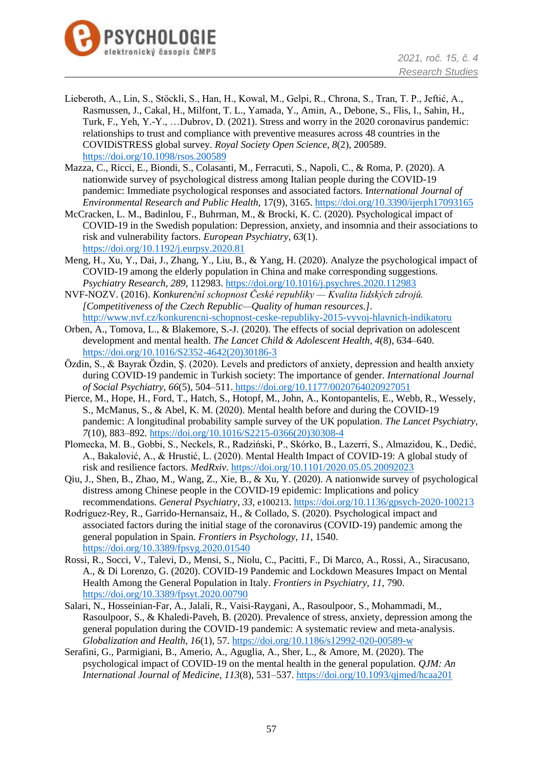Lieberoth, A., Lin, S., Stöckli, S., Han, H., Kowal, M., Gelpi, R., Chrona, S., Tran, T. P., Jeftić, A., Rasmussen, J., Cakal, H., Milfont, T. L., Yamada, Y., Amin, A., Debone, S., Flis, I., Sahin, H., Turk, F., Yeh, Y.-Y., …Dubrov, D. (2021). Stress and worry in the 2020 coronavirus pandemic: relationships to trust and compliance with preventive measures across 48 countries in the COVIDiSTRESS global survey. *Royal Society Open Science*, *8*(2), 200589. https://doi.org/10.1098/rsos.200589

Mazza, C., Ricci, E., Biondi, S., Colasanti, M., Ferracuti, S., Napoli, C., & Roma, P. (2020). A nationwide survey of psychological distress among Italian people during the COVID-19 pandemic: Immediate psychological responses and associated factors. I*nternational Journal of Environmental Research and Public Health*, 17(9), 3165. https://doi.org/10.3390/ijerph17093165

McCracken, L. M., Badinlou, F., Buhrman, M., & Brocki, K. C. (2020). Psychological impact of COVID-19 in the Swedish population: Depression, anxiety, and insomnia and their associations to risk and vulnerability factors. *European Psychiatry, 63*(1). https://doi.org/10.1192/j.eurpsy.2020.81

Meng, H., Xu, Y., Dai, J., Zhang, Y., Liu, B., & Yang, H. (2020). Analyze the psychological impact of COVID-19 among the elderly population in China and make corresponding suggestions. *Psychiatry Research*, *289*, 112983. https://doi.org/10.1016/j.psychres.2020.112983

NVF-NOZV. (2016). *Konkurenční schopnost České republiky — Kvalita lidských zdrojů. [Competitiveness of the Czech Republic—Quality of human resources.]*. http://www.nvf.cz/konkurencni-schopnost-ceske-republiky-2015-vyvoj-hlavnich-indikatoru

Orben, A., Tomova, L., & Blakemore, S.-J. (2020). The effects of social deprivation on adolescent development and mental health. *The Lancet Child & Adolescent Health*, *4*(8), 634–640. https://doi.org/10.1016/S2352-4642(20)30186-3

Özdin, S., & Bayrak Özdin, Ş. (2020). Levels and predictors of anxiety, depression and health anxiety during COVID-19 pandemic in Turkish society: The importance of gender. *International Journal of Social Psychiatry*, *66*(5), 504–511. https://doi.org/10.1177/0020764020927051

Pierce, M., Hope, H., Ford, T., Hatch, S., Hotopf, M., John, A., Kontopantelis, E., Webb, R., Wessely, S., McManus, S., & Abel, K. M. (2020). Mental health before and during the COVID-19 pandemic: A longitudinal probability sample survey of the UK population. *The Lancet Psychiatry*, *7*(10), 883–892. https://doi.org/10.1016/S2215-0366(20)30308-4

Plomecka, M. B., Gobbi, S., Neckels, R., Radziński, P., Skórko, B., Lazerri, S., Almazidou, K., Dedić, A., Bakalović, A., & Hrustić, L. (2020). Mental Health Impact of COVID-19: A global study of risk and resilience factors. *MedRxiv*. https://doi.org/10.1101/2020.05.05.20092023

Qiu, J., Shen, B., Zhao, M., Wang, Z., Xie, B., & Xu, Y. (2020). A nationwide survey of psychological distress among Chinese people in the COVID-19 epidemic: Implications and policy recommendations. *General Psychiatry*, *33*, e100213. https://doi.org/10.1136/gpsych-2020-100213

Rodríguez-Rey, R., Garrido-Hernansaiz, H., & Collado, S. (2020). Psychological impact and associated factors during the initial stage of the coronavirus (COVID-19) pandemic among the general population in Spain. *Frontiers in Psychology*, *11*, 1540. https://doi.org/10.3389/fpsyg.2020.01540

Rossi, R., Socci, V., Talevi, D., Mensi, S., Niolu, C., Pacitti, F., Di Marco, A., Rossi, A., Siracusano, A., & Di Lorenzo, G. (2020). COVID-19 Pandemic and Lockdown Measures Impact on Mental Health Among the General Population in Italy. *Frontiers in Psychiatry, 11*, 790. https://doi.org/10.3389/fpsyt.2020.00790

Salari, N., Hosseinian-Far, A., Jalali, R., Vaisi-Raygani, A., Rasoulpoor, S., Mohammadi, M., Rasoulpoor, S., & Khaledi-Paveh, B. (2020). Prevalence of stress, anxiety, depression among the general population during the COVID-19 pandemic: A systematic review and meta-analysis. *Globalization and Health, 16*(1), 57. https://doi.org/10.1186/s12992-020-00589-w

Serafini, G., Parmigiani, B., Amerio, A., Aguglia, A., Sher, L., & Amore, M. (2020). The psychological impact of COVID-19 on the mental health in the general population. *QJM: An International Journal of Medicine, 113*(8), 531–537. https://doi.org/10.1093/qjmed/hcaa201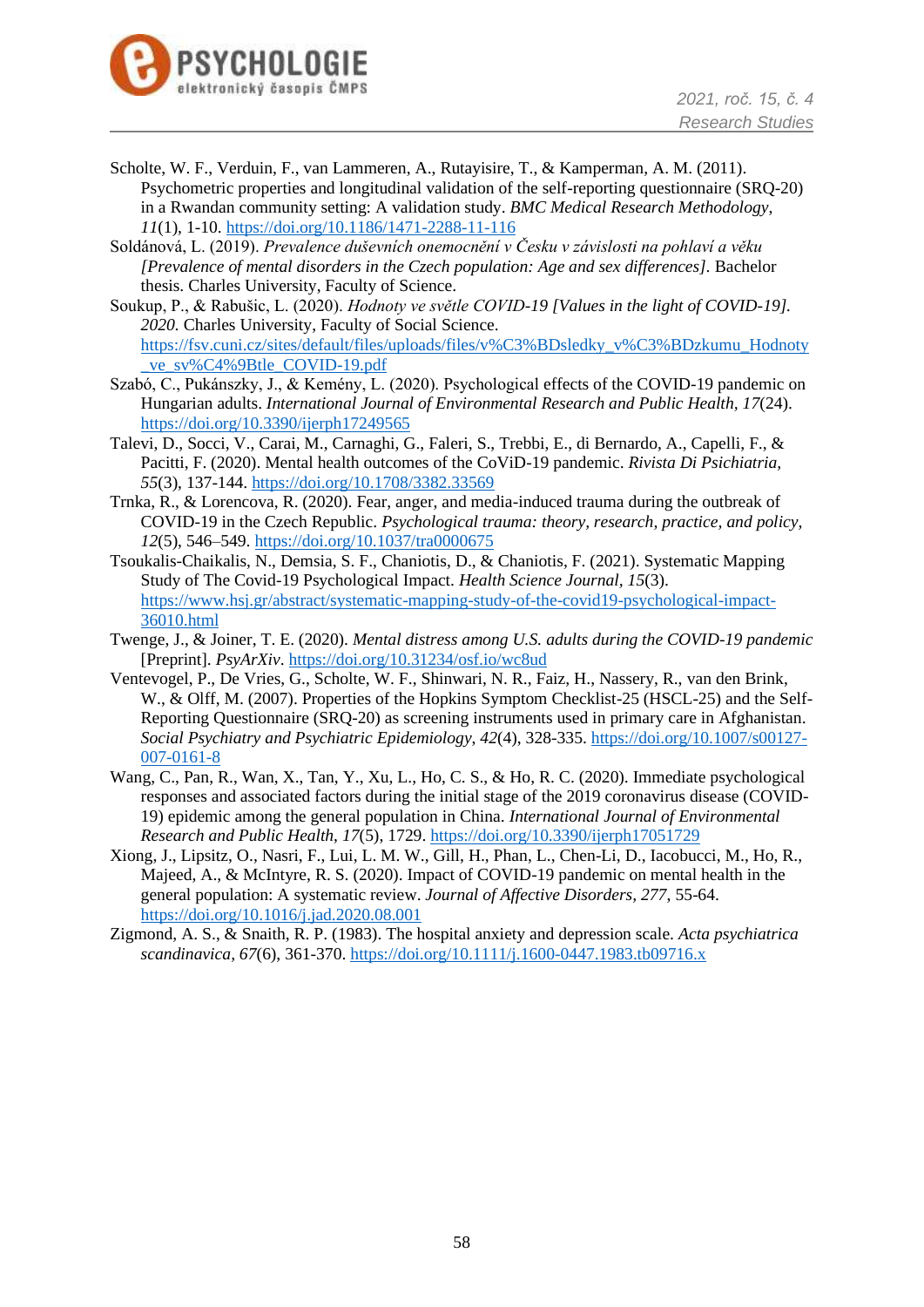Scholte, W. F., Verduin, F., van Lammeren, A., Rutayisire, T., & Kamperman, A. M. (2011). Psychometric properties and longitudinal validation of the self-reporting questionnaire (SRQ-20) in a Rwandan community setting: A validation study. *BMC Medical Research Methodology, 11*(1), 1-10. https://doi.org/10.1186/1471-2288-11-116

Soldánová, L. (2019). *Prevalence duševních onemocnění v Česku v závislosti na pohlaví a věku [Prevalence of mental disorders in the Czech population: Age and sex differences]*. Bachelor thesis. Charles University, Faculty of Science.

Soukup, P., & Rabušic, L. (2020). *Hodnoty ve světle COVID-19 [Values in the light of COVID-19]. 2020.* Charles University, Faculty of Social Science. https://fsv.cuni.cz/sites/default/files/uploads/files/v%C3%BDsledky_v%C3%BDzkumu_Hodnoty_ve_sv%C4%9Btle_COVID-19.pdf

Szabó, C., Pukánszky, J., & Kemény, L. (2020). Psychological effects of the COVID-19 pandemic on Hungarian adults. *International Journal of Environmental Research and Public Health, 17*(24). https://doi.org/10.3390/ijerph17249565

Talevi, D., Socci, V., Carai, M., Carnaghi, G., Faleri, S., Trebbi, E., di Bernardo, A., Capelli, F., & Pacitti, F. (2020). Mental health outcomes of the CoViD-19 pandemic. *Rivista Di Psichiatria, 55*(3), 137-144. https://doi.org/10.1708/3382.33569

Trnka, R., & Lorencova, R. (2020). Fear, anger, and media-induced trauma during the outbreak of COVID-19 in the Czech Republic. *Psychological trauma: theory, research, practice, and policy, 12*(5), 546–549. https://doi.org/10.1037/tra0000675

Tsoukalis-Chaikalis, N., Demsia, S. F., Chaniotis, D., & Chaniotis, F. (2021). Systematic Mapping Study of The Covid-19 Psychological Impact. *Health Science Journal, 15*(3). https://www.hsj.gr/abstract/systematic-mapping-study-of-the-covid19-psychological-impact-36010.html

Twenge, J., & Joiner, T. E. (2020). *Mental distress among U.S. adults during the COVID-19 pandemic* [Preprint]. *PsyArXiv*. https://doi.org/10.31234/osf.io/wc8ud

Ventevogel, P., De Vries, G., Scholte, W. F., Shinwari, N. R., Faiz, H., Nassery, R., van den Brink, W., & Olff, M. (2007). Properties of the Hopkins Symptom Checklist-25 (HSCL-25) and the Self-Reporting Questionnaire (SRQ-20) as screening instruments used in primary care in Afghanistan. *Social Psychiatry and Psychiatric Epidemiology, 42*(4), 328-335. https://doi.org/10.1007/s00127-007-0161-8

Wang, C., Pan, R., Wan, X., Tan, Y., Xu, L., Ho, C. S., & Ho, R. C. (2020). Immediate psychological responses and associated factors during the initial stage of the 2019 coronavirus disease (COVID-19) epidemic among the general population in China. *International Journal of Environmental Research and Public Health, 17*(5), 1729. https://doi.org/10.3390/ijerph17051729

Xiong, J., Lipsitz, O., Nasri, F., Lui, L. M. W., Gill, H., Phan, L., Chen-Li, D., Iacobucci, M., Ho, R., Majeed, A., & McIntyre, R. S. (2020). Impact of COVID-19 pandemic on mental health in the general population: A systematic review. *Journal of Affective Disorders, 277*, 55-64. https://doi.org/10.1016/j.jad.2020.08.001

Zigmond, A. S., & Snaith, R. P. (1983). The hospital anxiety and depression scale. *Acta psychiatrica scandinavica, 67*(6), 361-370. https://doi.org/10.1111/j.1600-0447.1983.tb09716.x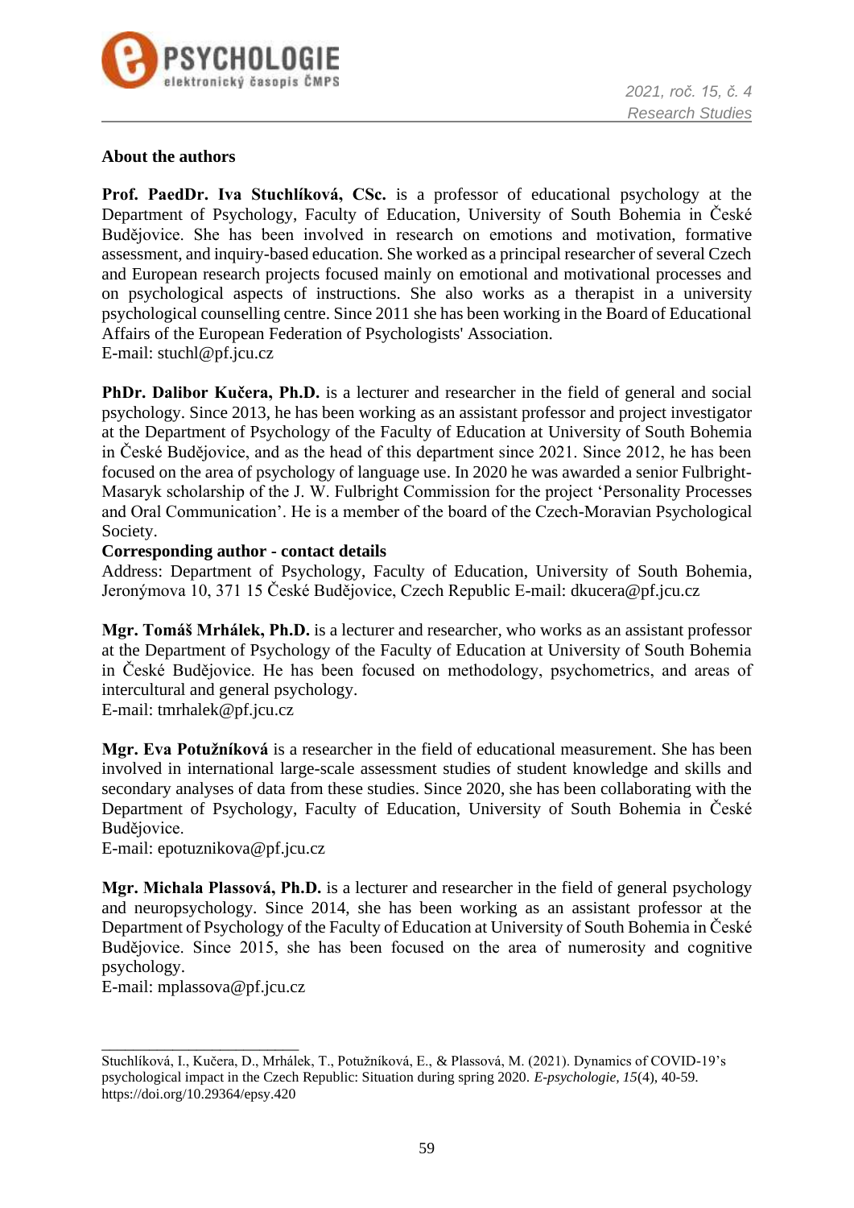## About the authors

**Prof. PaedDr. Iva Stuchlíková, CSc.** is a professor of educational psychology at the Department of Psychology, Faculty of Education, University of South Bohemia in České Budějovice. She has been involved in research on emotions and motivation, formative assessment, and inquiry-based education. She worked as a principal researcher of several Czech and European research projects focused mainly on emotional and motivational processes and on psychological aspects of instructions. She also works as a therapist in a university psychological counselling centre. Since 2011 she has been working in the Board of Educational Affairs of the European Federation of Psychologists' Association.
E-mail: stuchl@pf.jcu.cz

**PhDr. Dalibor Kučera, Ph.D.** is a lecturer and researcher in the field of general and social psychology. Since 2013, he has been working as an assistant professor and project investigator at the Department of Psychology of the Faculty of Education at University of South Bohemia in České Budějovice, and as the head of this department since 2021. Since 2012, he has been focused on the area of psychology of language use. In 2020 he was awarded a senior Fulbright-Masaryk scholarship of the J. W. Fulbright Commission for the project 'Personality Processes and Oral Communication'. He is a member of the board of the Czech-Moravian Psychological Society.
**Corresponding author - contact details**
Address: Department of Psychology, Faculty of Education, University of South Bohemia, Jeronýmova 10, 371 15 České Budějovice, Czech Republic E-mail: dkucera@pf.jcu.cz

**Mgr. Tomáš Mrhálek, Ph.D.** is a lecturer and researcher, who works as an assistant professor at the Department of Psychology of the Faculty of Education at University of South Bohemia in České Budějovice. He has been focused on methodology, psychometrics, and areas of intercultural and general psychology.
E-mail: tmrhalek@pf.jcu.cz

**Mgr. Eva Potužníková** is a researcher in the field of educational measurement. She has been involved in international large-scale assessment studies of student knowledge and skills and secondary analyses of data from these studies. Since 2020, she has been collaborating with the Department of Psychology, Faculty of Education, University of South Bohemia in České Budějovice.
E-mail: epotuznikova@pf.jcu.cz

**Mgr. Michala Plassová, Ph.D.** is a lecturer and researcher in the field of general psychology and neuropsychology. Since 2014, she has been working as an assistant professor at the Department of Psychology of the Faculty of Education at University of South Bohemia in České Budějovice. Since 2015, she has been focused on the area of numerosity and cognitive psychology.
E-mail: mplassova@pf.jcu.cz

---

Stuchlíková, I., Kučera, D., Mrhálek, T., Potužníková, E., & Plassová, M. (2021). Dynamics of COVID-19's psychological impact in the Czech Republic: Situation during spring 2020. *E-psychologie, 15*(4), 40-59. https://doi.org/10.29364/epsy.420